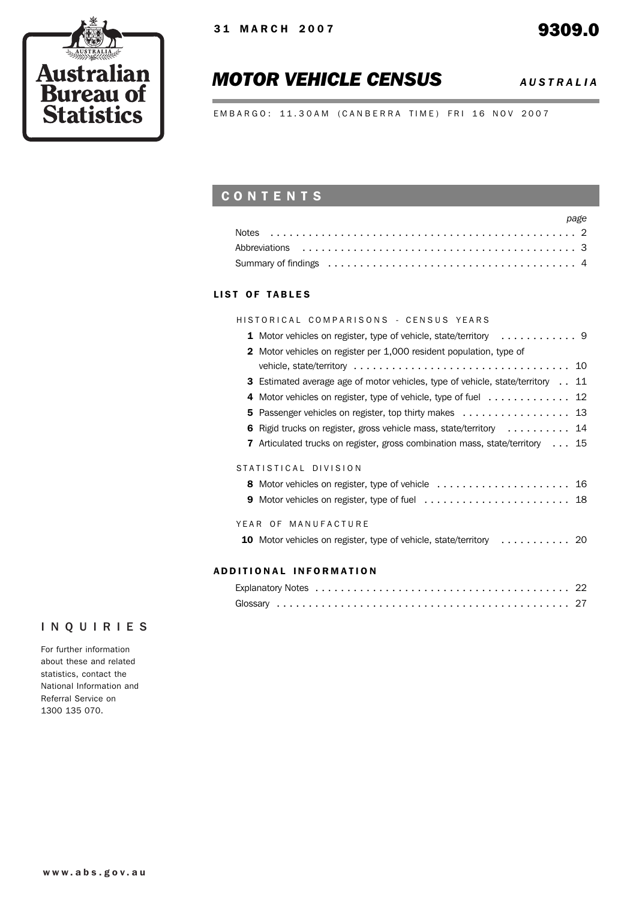Australian Bureau of Statistics

31 MARCH 2007

# 9309.0

# *MOTOR VEHICLE CENSUS* *AUSTRALIA*

EMBARGO: 11.30AM (CANBERRA TIME) FRI 16 NOV 2007

## CONTENTS

| | *page* |
|---|---|
| Notes | 2 |
| Abbreviations | 3 |
| Summary of findings | 4 |

### LIST OF TABLES

HISTORICAL COMPARISONS - CENSUS YEARS

| | | |
|---|---|---|
| **1** | Motor vehicles on register, type of vehicle, state/territory | 9 |
| **2** | Motor vehicles on register per 1,000 resident population, type of vehicle, state/territory | 10 |
| **3** | Estimated average age of motor vehicles, type of vehicle, state/territory | 11 |
| **4** | Motor vehicles on register, type of vehicle, type of fuel | 12 |
| **5** | Passenger vehicles on register, top thirty makes | 13 |
| **6** | Rigid trucks on register, gross vehicle mass, state/territory | 14 |
| **7** | Articulated trucks on register, gross combination mass, state/territory | 15 |

STATISTICAL DIVISION

| | | |
|---|---|---|
| **8** | Motor vehicles on register, type of vehicle | 16 |
| **9** | Motor vehicles on register, type of fuel | 18 |

YEAR OF MANUFACTURE

| | | |
|---|---|---|
| **10** | Motor vehicles on register, type of vehicle, state/territory | 20 |

### ADDITIONAL INFORMATION

| | |
|---|---|
| Explanatory Notes | 22 |
| Glossary | 27 |

## INQUIRIES

For further information about these and related statistics, contact the National Information and Referral Service on 1300 135 070.

www.abs.gov.au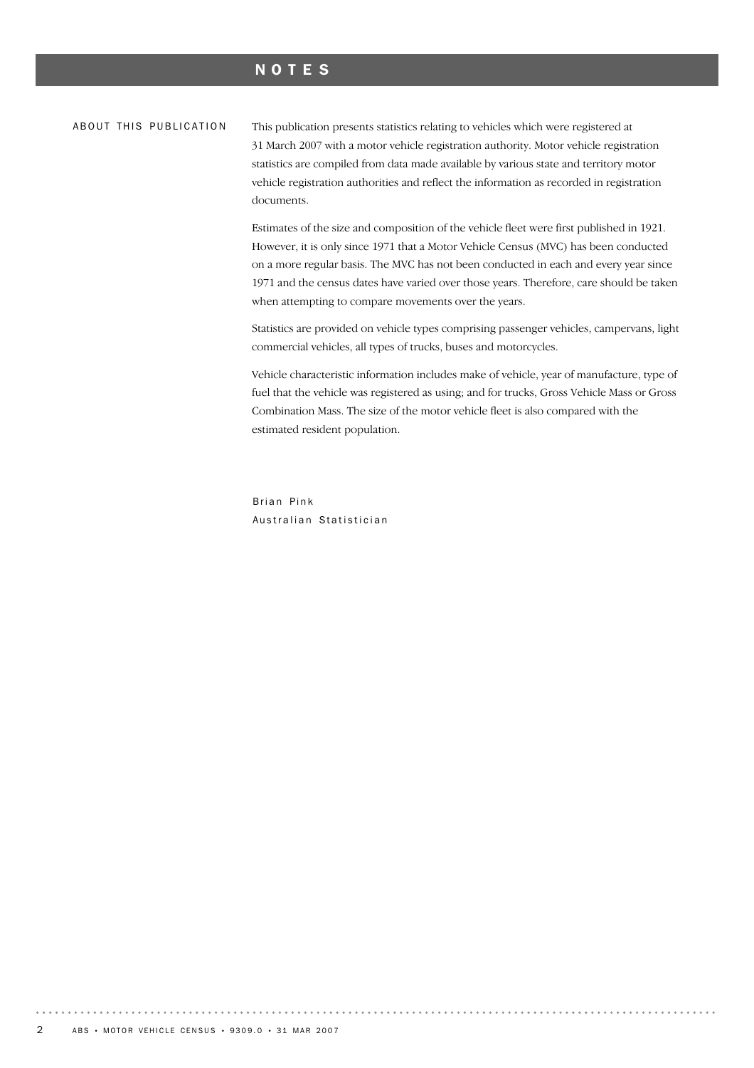# NOTES

## ABOUT THIS PUBLICATION

This publication presents statistics relating to vehicles which were registered at 31 March 2007 with a motor vehicle registration authority. Motor vehicle registration statistics are compiled from data made available by various state and territory motor vehicle registration authorities and reflect the information as recorded in registration documents.

Estimates of the size and composition of the vehicle fleet were first published in 1921. However, it is only since 1971 that a Motor Vehicle Census (MVC) has been conducted on a more regular basis. The MVC has not been conducted in each and every year since 1971 and the census dates have varied over those years. Therefore, care should be taken when attempting to compare movements over the years.

Statistics are provided on vehicle types comprising passenger vehicles, campervans, light commercial vehicles, all types of trucks, buses and motorcycles.

Vehicle characteristic information includes make of vehicle, year of manufacture, type of fuel that the vehicle was registered as using; and for trucks, Gross Vehicle Mass or Gross Combination Mass. The size of the motor vehicle fleet is also compared with the estimated resident population.

Brian Pink
Australian Statistician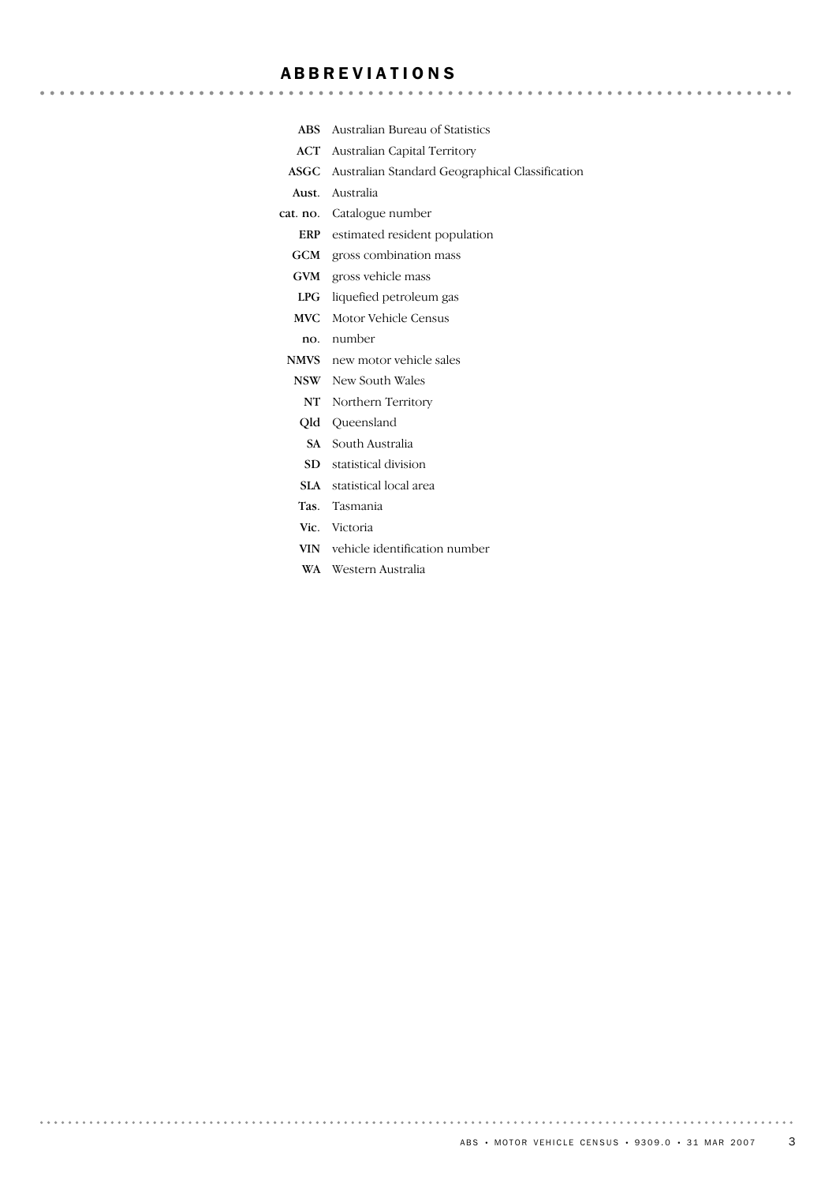# ABBREVIATIONS

**ABS** Australian Bureau of Statistics
**ACT** Australian Capital Territory
**ASGC** Australian Standard Geographical Classification
**Aust.** Australia
**cat. no.** Catalogue number
**ERP** estimated resident population
**GCM** gross combination mass
**GVM** gross vehicle mass
**LPG** liquefied petroleum gas
**MVC** Motor Vehicle Census
**no.** number
**NMVS** new motor vehicle sales
**NSW** New South Wales
**NT** Northern Territory
**Qld** Queensland
**SA** South Australia
**SD** statistical division
**SLA** statistical local area
**Tas.** Tasmania
**Vic.** Victoria
**VIN** vehicle identification number
**WA** Western Australia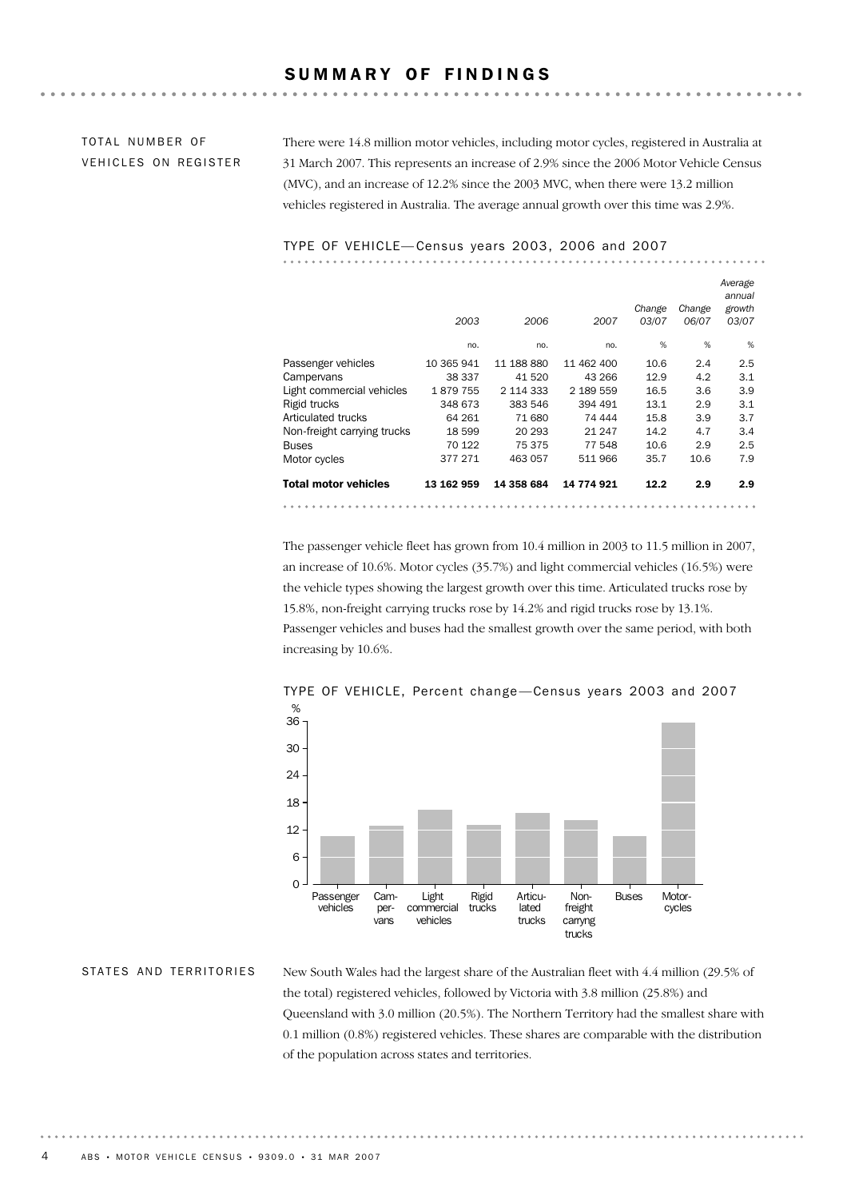# SUMMARY OF FINDINGS

## TOTAL NUMBER OF VEHICLES ON REGISTER

There were 14.8 million motor vehicles, including motor cycles, registered in Australia at 31 March 2007. This represents an increase of 2.9% since the 2006 Motor Vehicle Census (MVC), and an increase of 12.2% since the 2003 MVC, when there were 13.2 million vehicles registered in Australia. The average annual growth over this time was 2.9%.

### TYPE OF VEHICLE—Census years 2003, 2006 and 2007

| | *2003* | *2006* | *2007* | *Change 03/07* | *Change 06/07* | *Average annual growth 03/07* |
|---|---|---|---|---|---|---|
| | no. | no. | no. | % | % | % |
| Passenger vehicles | 10 365 941 | 11 188 880 | 11 462 400 | 10.6 | 2.4 | 2.5 |
| Campervans | 38 337 | 41 520 | 43 266 | 12.9 | 4.2 | 3.1 |
| Light commercial vehicles | 1 879 755 | 2 114 333 | 2 189 559 | 16.5 | 3.6 | 3.9 |
| Rigid trucks | 348 673 | 383 546 | 394 491 | 13.1 | 2.9 | 3.1 |
| Articulated trucks | 64 261 | 71 680 | 74 444 | 15.8 | 3.9 | 3.7 |
| Non-freight carrying trucks | 18 599 | 20 293 | 21 247 | 14.2 | 4.7 | 3.4 |
| Buses | 70 122 | 75 375 | 77 548 | 10.6 | 2.9 | 2.5 |
| Motor cycles | 377 271 | 463 057 | 511 966 | 35.7 | 10.6 | 7.9 |
| **Total motor vehicles** | **13 162 959** | **14 358 684** | **14 774 921** | **12.2** | **2.9** | **2.9** |

The passenger vehicle fleet has grown from 10.4 million in 2003 to 11.5 million in 2007, an increase of 10.6%. Motor cycles (35.7%) and light commercial vehicles (16.5%) were the vehicle types showing the largest growth over this time. Articulated trucks rose by 15.8%, non-freight carrying trucks rose by 14.2% and rigid trucks rose by 13.1%. Passenger vehicles and buses had the smallest growth over the same period, with both increasing by 10.6%.

### TYPE OF VEHICLE, Percent change—Census years 2003 and 2007

## STATES AND TERRITORIES

New South Wales had the largest share of the Australian fleet with 4.4 million (29.5% of the total) registered vehicles, followed by Victoria with 3.8 million (25.8%) and Queensland with 3.0 million (20.5%). The Northern Territory had the smallest share with 0.1 million (0.8%) registered vehicles. These shares are comparable with the distribution of the population across states and territories.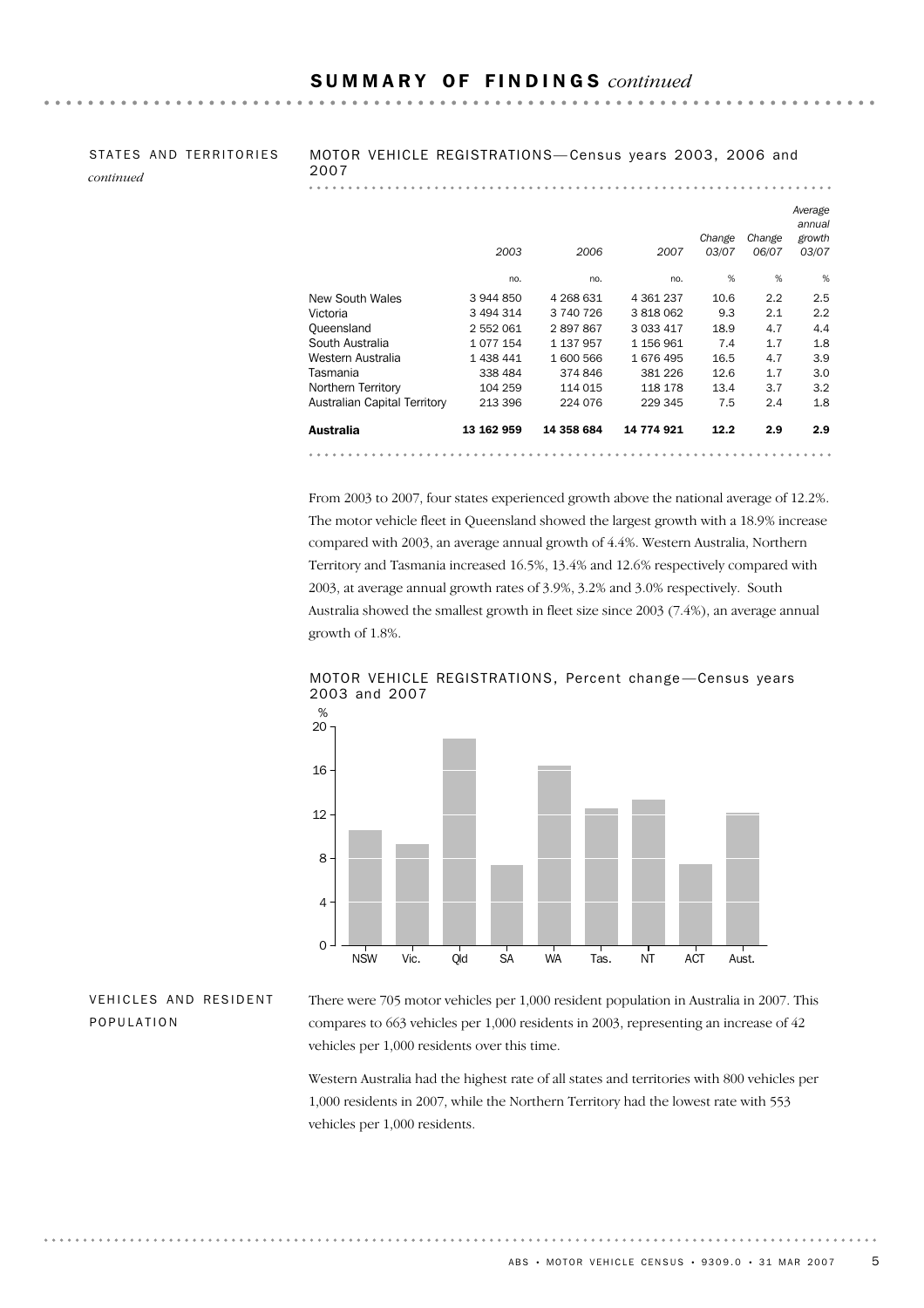## SUMMARY OF FINDINGS *continued*

STATES AND TERRITORIES *continued*

MOTOR VEHICLE REGISTRATIONS—Census years 2003, 2006 and 2007

| | 2003 | 2006 | 2007 | *Change 03/07* | *Change 06/07* | *Average annual growth 03/07* |
|---|---|---|---|---|---|---|
| | no. | no. | no. | % | % | % |
| New South Wales | 3 944 850 | 4 268 631 | 4 361 237 | 10.6 | 2.2 | 2.5 |
| Victoria | 3 494 314 | 3 740 726 | 3 818 062 | 9.3 | 2.1 | 2.2 |
| Queensland | 2 552 061 | 2 897 867 | 3 033 417 | 18.9 | 4.7 | 4.4 |
| South Australia | 1 077 154 | 1 137 957 | 1 156 961 | 7.4 | 1.7 | 1.8 |
| Western Australia | 1 438 441 | 1 600 566 | 1 676 495 | 16.5 | 4.7 | 3.9 |
| Tasmania | 338 484 | 374 846 | 381 226 | 12.6 | 1.7 | 3.0 |
| Northern Territory | 104 259 | 114 015 | 118 178 | 13.4 | 3.7 | 3.2 |
| Australian Capital Territory | 213 396 | 224 076 | 229 345 | 7.5 | 2.4 | 1.8 |
| **Australia** | **13 162 959** | **14 358 684** | **14 774 921** | **12.2** | **2.9** | **2.9** |

From 2003 to 2007, four states experienced growth above the national average of 12.2%. The motor vehicle fleet in Queensland showed the largest growth with a 18.9% increase compared with 2003, an average annual growth of 4.4%. Western Australia, Northern Territory and Tasmania increased 16.5%, 13.4% and 12.6% respectively compared with 2003, at average annual growth rates of 3.9%, 3.2% and 3.0% respectively. South Australia showed the smallest growth in fleet size since 2003 (7.4%), an average annual growth of 1.8%.

MOTOR VEHICLE REGISTRATIONS, Percent change—Census years 2003 and 2007

| | % |
|---|---|
| NSW | 10.6 |
| Vic. | 9.3 |
| Qld | 18.9 |
| SA | 7.4 |
| WA | 16.5 |
| Tas. | 12.6 |
| NT | 13.4 |
| ACT | 7.5 |
| Aust. | 12.2 |

VEHICLES AND RESIDENT POPULATION

There were 705 motor vehicles per 1,000 resident population in Australia in 2007. This compares to 663 vehicles per 1,000 residents in 2003, representing an increase of 42 vehicles per 1,000 residents over this time.

Western Australia had the highest rate of all states and territories with 800 vehicles per 1,000 residents in 2007, while the Northern Territory had the lowest rate with 553 vehicles per 1,000 residents.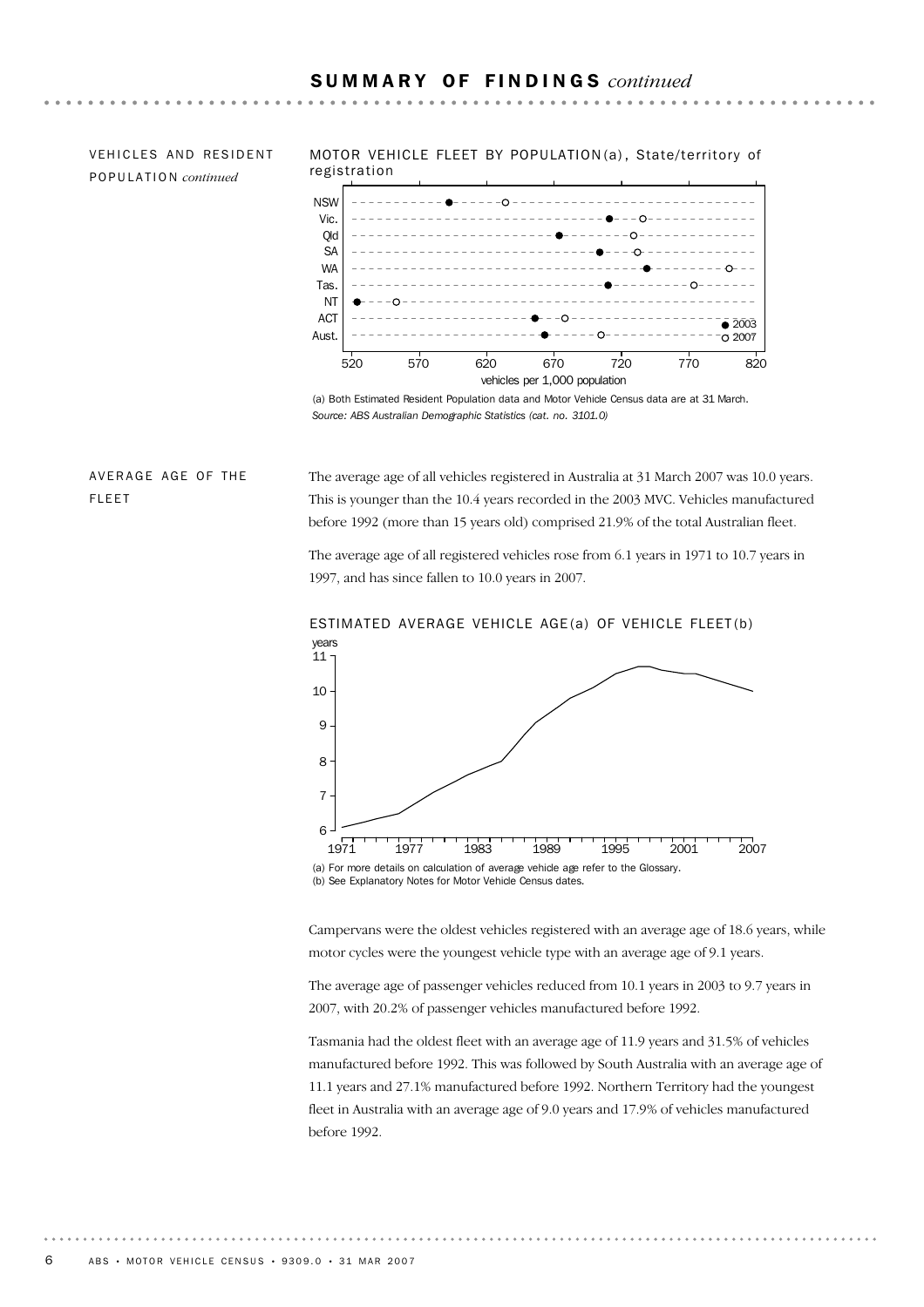# SUMMARY OF FINDINGS *continued*

## VEHICLES AND RESIDENT POPULATION *continued*

MOTOR VEHICLE FLEET BY POPULATION(a), State/territory of registration

(a) Both Estimated Resident Population data and Motor Vehicle Census data are at 31 March.

*Source: ABS Australian Demographic Statistics (cat. no. 3101.0)*

## AVERAGE AGE OF THE FLEET

The average age of all vehicles registered in Australia at 31 March 2007 was 10.0 years. This is younger than the 10.4 years recorded in the 2003 MVC. Vehicles manufactured before 1992 (more than 15 years old) comprised 21.9% of the total Australian fleet.

The average age of all registered vehicles rose from 6.1 years in 1971 to 10.7 years in 1997, and has since fallen to 10.0 years in 2007.

ESTIMATED AVERAGE VEHICLE AGE(a) OF VEHICLE FLEET(b)

(a) For more details on calculation of average vehicle age refer to the Glossary.

(b) See Explanatory Notes for Motor Vehicle Census dates.

Campervans were the oldest vehicles registered with an average age of 18.6 years, while motor cycles were the youngest vehicle type with an average age of 9.1 years.

The average age of passenger vehicles reduced from 10.1 years in 2003 to 9.7 years in 2007, with 20.2% of passenger vehicles manufactured before 1992.

Tasmania had the oldest fleet with an average age of 11.9 years and 31.5% of vehicles manufactured before 1992. This was followed by South Australia with an average age of 11.1 years and 27.1% manufactured before 1992. Northern Territory had the youngest fleet in Australia with an average age of 9.0 years and 17.9% of vehicles manufactured before 1992.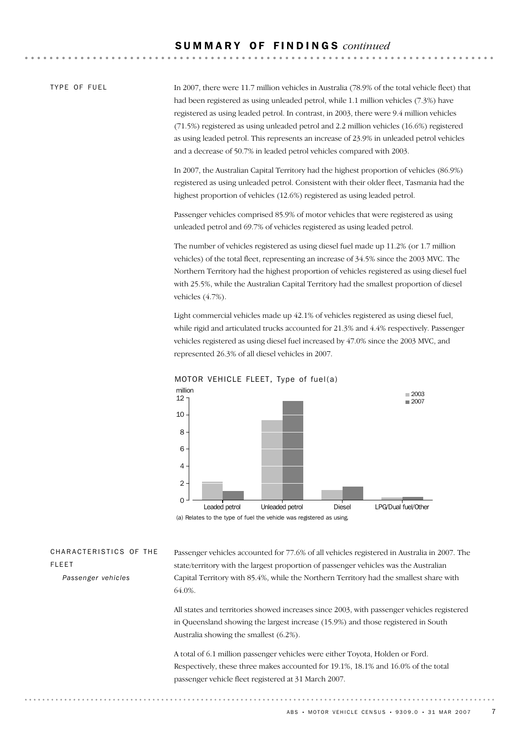## SUMMARY OF FINDINGS *continued*

### TYPE OF FUEL

In 2007, there were 11.7 million vehicles in Australia (78.9% of the total vehicle fleet) that had been registered as using unleaded petrol, while 1.1 million vehicles (7.3%) have registered as using leaded petrol. In contrast, in 2003, there were 9.4 million vehicles (71.5%) registered as using unleaded petrol and 2.2 million vehicles (16.6%) registered as using leaded petrol. This represents an increase of 23.9% in unleaded petrol vehicles and a decrease of 50.7% in leaded petrol vehicles compared with 2003.

In 2007, the Australian Capital Territory had the highest proportion of vehicles (86.9%) registered as using unleaded petrol. Consistent with their older fleet, Tasmania had the highest proportion of vehicles (12.6%) registered as using leaded petrol.

Passenger vehicles comprised 85.9% of motor vehicles that were registered as using unleaded petrol and 69.7% of vehicles registered as using leaded petrol.

The number of vehicles registered as using diesel fuel made up 11.2% (or 1.7 million vehicles) of the total fleet, representing an increase of 34.5% since the 2003 MVC. The Northern Territory had the highest proportion of vehicles registered as using diesel fuel with 25.5%, while the Australian Capital Territory had the smallest proportion of diesel vehicles (4.7%).

Light commercial vehicles made up 42.1% of vehicles registered as using diesel fuel, while rigid and articulated trucks accounted for 21.3% and 4.4% respectively. Passenger vehicles registered as using diesel fuel increased by 47.0% since the 2003 MVC, and represented 26.3% of all diesel vehicles in 2007.

MOTOR VEHICLE FLEET, Type of fuel(a)

(a) Relates to the type of fuel the vehicle was registered as using.

### CHARACTERISTICS OF THE FLEET

*Passenger vehicles*

Passenger vehicles accounted for 77.6% of all vehicles registered in Australia in 2007. The state/territory with the largest proportion of passenger vehicles was the Australian Capital Territory with 85.4%, while the Northern Territory had the smallest share with 64.0%.

All states and territories showed increases since 2003, with passenger vehicles registered in Queensland showing the largest increase (15.9%) and those registered in South Australia showing the smallest (6.2%).

A total of 6.1 million passenger vehicles were either Toyota, Holden or Ford. Respectively, these three makes accounted for 19.1%, 18.1% and 16.0% of the total passenger vehicle fleet registered at 31 March 2007.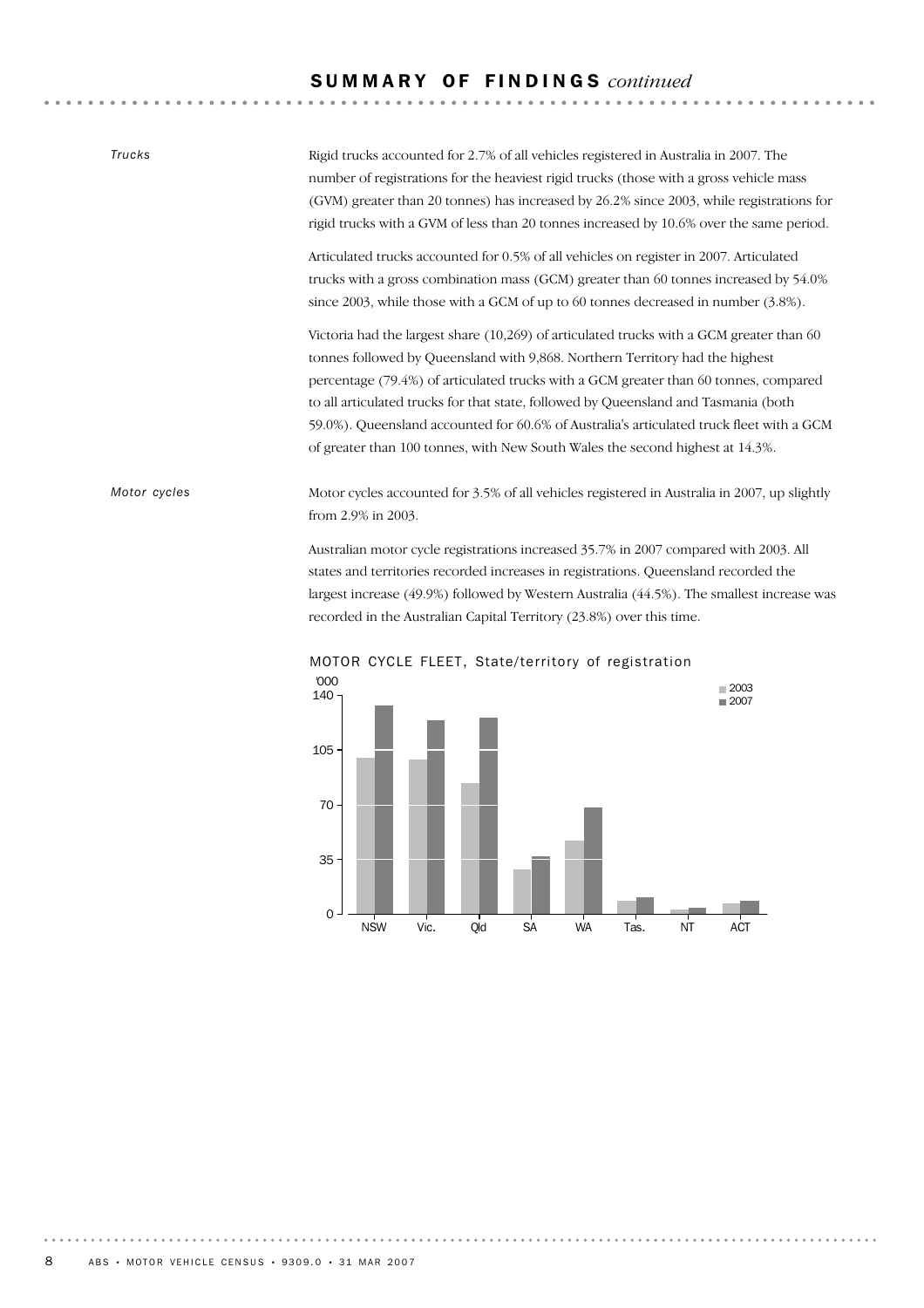## SUMMARY OF FINDINGS *continued*

*Trucks*

Rigid trucks accounted for 2.7% of all vehicles registered in Australia in 2007. The number of registrations for the heaviest rigid trucks (those with a gross vehicle mass (GVM) greater than 20 tonnes) has increased by 26.2% since 2003, while registrations for rigid trucks with a GVM of less than 20 tonnes increased by 10.6% over the same period.

Articulated trucks accounted for 0.5% of all vehicles on register in 2007. Articulated trucks with a gross combination mass (GCM) greater than 60 tonnes increased by 54.0% since 2003, while those with a GCM of up to 60 tonnes decreased in number (3.8%).

Victoria had the largest share (10,269) of articulated trucks with a GCM greater than 60 tonnes followed by Queensland with 9,868. Northern Territory had the highest percentage (79.4%) of articulated trucks with a GCM greater than 60 tonnes, compared to all articulated trucks for that state, followed by Queensland and Tasmania (both 59.0%). Queensland accounted for 60.6% of Australia's articulated truck fleet with a GCM of greater than 100 tonnes, with New South Wales the second highest at 14.3%.

*Motor cycles*

Motor cycles accounted for 3.5% of all vehicles registered in Australia in 2007, up slightly from 2.9% in 2003.

Australian motor cycle registrations increased 35.7% in 2007 compared with 2003. All states and territories recorded increases in registrations. Queensland recorded the largest increase (49.9%) followed by Western Australia (44.5%). The smallest increase was recorded in the Australian Capital Territory (23.8%) over this time.

MOTOR CYCLE FLEET, State/territory of registration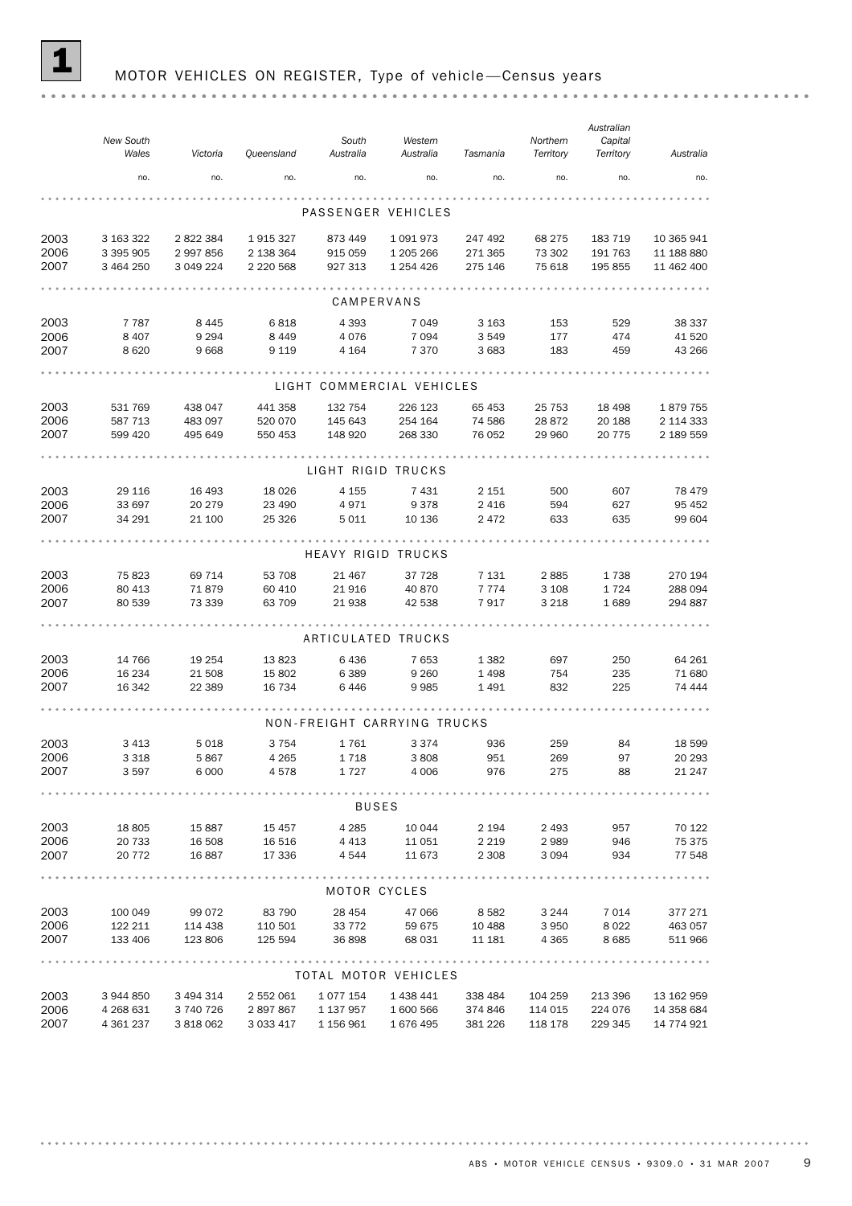# 1 MOTOR VEHICLES ON REGISTER, Type of vehicle—Census years

| | New South Wales | Victoria | Queensland | South Australia | Western Australia | Tasmania | Northern Territory | Australian Capital Territory | Australia |
|---|---|---|---|---|---|---|---|---|---|
| | no. | no. | no. | no. | no. | no. | no. | no. | no. |
| **PASSENGER VEHICLES** | | | | | | | | | |
| 2003 | 3 163 322 | 2 822 384 | 1 915 327 | 873 449 | 1 091 973 | 247 492 | 68 275 | 183 719 | 10 365 941 |
| 2006 | 3 395 905 | 2 997 856 | 2 138 364 | 915 059 | 1 205 266 | 271 365 | 73 302 | 191 763 | 11 188 880 |
| 2007 | 3 464 250 | 3 049 224 | 2 220 568 | 927 313 | 1 254 426 | 275 146 | 75 618 | 195 855 | 11 462 400 |
| **CAMPERVANS** | | | | | | | | | |
| 2003 | 7 787 | 8 445 | 6 818 | 4 393 | 7 049 | 3 163 | 153 | 529 | 38 337 |
| 2006 | 8 407 | 9 294 | 8 449 | 4 076 | 7 094 | 3 549 | 177 | 474 | 41 520 |
| 2007 | 8 620 | 9 668 | 9 119 | 4 164 | 7 370 | 3 683 | 183 | 459 | 43 266 |
| **LIGHT COMMERCIAL VEHICLES** | | | | | | | | | |
| 2003 | 531 769 | 438 047 | 441 358 | 132 754 | 226 123 | 65 453 | 25 753 | 18 498 | 1 879 755 |
| 2006 | 587 713 | 483 097 | 520 070 | 145 643 | 254 164 | 74 586 | 28 872 | 20 188 | 2 114 333 |
| 2007 | 599 420 | 495 649 | 550 453 | 148 920 | 268 330 | 76 052 | 29 960 | 20 775 | 2 189 559 |
| **LIGHT RIGID TRUCKS** | | | | | | | | | |
| 2003 | 29 116 | 16 493 | 18 026 | 4 155 | 7 431 | 2 151 | 500 | 607 | 78 479 |
| 2006 | 33 697 | 20 279 | 23 490 | 4 971 | 9 378 | 2 416 | 594 | 627 | 95 452 |
| 2007 | 34 291 | 21 100 | 25 326 | 5 011 | 10 136 | 2 472 | 633 | 635 | 99 604 |
| **HEAVY RIGID TRUCKS** | | | | | | | | | |
| 2003 | 75 823 | 69 714 | 53 708 | 21 467 | 37 728 | 7 131 | 2 885 | 1 738 | 270 194 |
| 2006 | 80 413 | 71 879 | 60 410 | 21 916 | 40 870 | 7 774 | 3 108 | 1 724 | 288 094 |
| 2007 | 80 539 | 73 339 | 63 709 | 21 938 | 42 538 | 7 917 | 3 218 | 1 689 | 294 887 |
| **ARTICULATED TRUCKS** | | | | | | | | | |
| 2003 | 14 766 | 19 254 | 13 823 | 6 436 | 7 653 | 1 382 | 697 | 250 | 64 261 |
| 2006 | 16 234 | 21 508 | 15 802 | 6 389 | 9 260 | 1 498 | 754 | 235 | 71 680 |
| 2007 | 16 342 | 22 389 | 16 734 | 6 446 | 9 985 | 1 491 | 832 | 225 | 74 444 |
| **NON-FREIGHT CARRYING TRUCKS** | | | | | | | | | |
| 2003 | 3 413 | 5 018 | 3 754 | 1 761 | 3 374 | 936 | 259 | 84 | 18 599 |
| 2006 | 3 318 | 5 867 | 4 265 | 1 718 | 3 808 | 951 | 269 | 97 | 20 293 |
| 2007 | 3 597 | 6 000 | 4 578 | 1 727 | 4 006 | 976 | 275 | 88 | 21 247 |
| **BUSES** | | | | | | | | | |
| 2003 | 18 805 | 15 887 | 15 457 | 4 285 | 10 044 | 2 194 | 2 493 | 957 | 70 122 |
| 2006 | 20 733 | 16 508 | 16 516 | 4 413 | 11 051 | 2 219 | 2 989 | 946 | 75 375 |
| 2007 | 20 772 | 16 887 | 17 336 | 4 544 | 11 673 | 2 308 | 3 094 | 934 | 77 548 |
| **MOTOR CYCLES** | | | | | | | | | |
| 2003 | 100 049 | 99 072 | 83 790 | 28 454 | 47 066 | 8 582 | 3 244 | 7 014 | 377 271 |
| 2006 | 122 211 | 114 438 | 110 501 | 33 772 | 59 675 | 10 488 | 3 950 | 8 022 | 463 057 |
| 2007 | 133 406 | 123 806 | 125 594 | 36 898 | 68 031 | 11 181 | 4 365 | 8 685 | 511 966 |
| **TOTAL MOTOR VEHICLES** | | | | | | | | | |
| 2003 | 3 944 850 | 3 494 314 | 2 552 061 | 1 077 154 | 1 438 441 | 338 484 | 104 259 | 213 396 | 13 162 959 |
| 2006 | 4 268 631 | 3 740 726 | 2 897 867 | 1 137 957 | 1 600 566 | 374 846 | 114 015 | 224 076 | 14 358 684 |
| 2007 | 4 361 237 | 3 818 062 | 3 033 417 | 1 156 961 | 1 676 495 | 381 226 | 118 178 | 229 345 | 14 774 921 |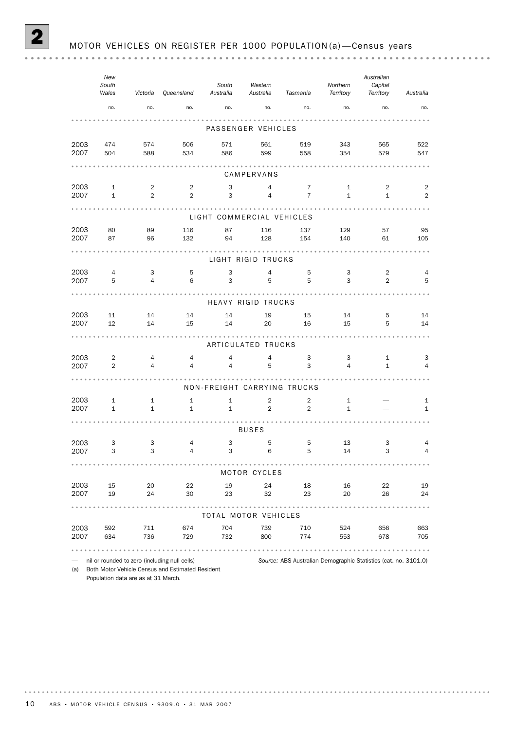## 2 MOTOR VEHICLES ON REGISTER PER 1000 POPULATION(a)—Census years

| | New South Wales | Victoria | Queensland | South Australia | Western Australia | Tasmania | Northern Territory | Australian Capital Territory | Australia |
|---|---|---|---|---|---|---|---|---|---|
| | no. | no. | no. | no. | no. | no. | no. | no. | no. |
| **PASSENGER VEHICLES** | | | | | | | | | |
| 2003 | 474 | 574 | 506 | 571 | 561 | 519 | 343 | 565 | 522 |
| 2007 | 504 | 588 | 534 | 586 | 599 | 558 | 354 | 579 | 547 |
| **CAMPERVANS** | | | | | | | | | |
| 2003 | 1 | 2 | 2 | 3 | 4 | 7 | 1 | 2 | 2 |
| 2007 | 1 | 2 | 2 | 3 | 4 | 7 | 1 | 1 | 2 |
| **LIGHT COMMERCIAL VEHICLES** | | | | | | | | | |
| 2003 | 80 | 89 | 116 | 87 | 116 | 137 | 129 | 57 | 95 |
| 2007 | 87 | 96 | 132 | 94 | 128 | 154 | 140 | 61 | 105 |
| **LIGHT RIGID TRUCKS** | | | | | | | | | |
| 2003 | 4 | 3 | 5 | 3 | 4 | 5 | 3 | 2 | 4 |
| 2007 | 5 | 4 | 6 | 3 | 5 | 5 | 3 | 2 | 5 |
| **HEAVY RIGID TRUCKS** | | | | | | | | | |
| 2003 | 11 | 14 | 14 | 14 | 19 | 15 | 14 | 5 | 14 |
| 2007 | 12 | 14 | 15 | 14 | 20 | 16 | 15 | 5 | 14 |
| **ARTICULATED TRUCKS** | | | | | | | | | |
| 2003 | 2 | 4 | 4 | 4 | 4 | 3 | 3 | 1 | 3 |
| 2007 | 2 | 4 | 4 | 4 | 5 | 3 | 4 | 1 | 4 |
| **NON-FREIGHT CARRYING TRUCKS** | | | | | | | | | |
| 2003 | 1 | 1 | 1 | 1 | 2 | 2 | 1 | — | 1 |
| 2007 | 1 | 1 | 1 | 1 | 2 | 2 | 1 | — | 1 |
| **BUSES** | | | | | | | | | |
| 2003 | 3 | 3 | 4 | 3 | 5 | 5 | 13 | 3 | 4 |
| 2007 | 3 | 3 | 4 | 3 | 6 | 5 | 14 | 3 | 4 |
| **MOTOR CYCLES** | | | | | | | | | |
| 2003 | 15 | 20 | 22 | 19 | 24 | 18 | 16 | 22 | 19 |
| 2007 | 19 | 24 | 30 | 23 | 32 | 23 | 20 | 26 | 24 |
| **TOTAL MOTOR VEHICLES** | | | | | | | | | |
| 2003 | 592 | 711 | 674 | 704 | 739 | 710 | 524 | 656 | 663 |
| 2007 | 634 | 736 | 729 | 732 | 800 | 774 | 553 | 678 | 705 |

— nil or rounded to zero (including null cells)

(a) Both Motor Vehicle Census and Estimated Resident Population data are as at 31 March.

*Source:* ABS Australian Demographic Statistics (cat. no. 3101.0)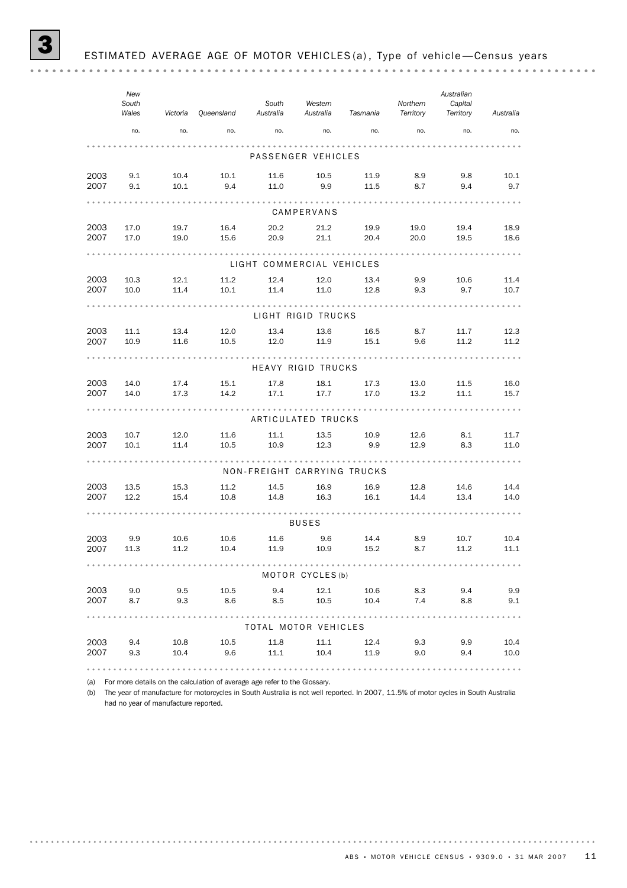## 3 ESTIMATED AVERAGE AGE OF MOTOR VEHICLES(a), Type of vehicle—Census years

| | New South Wales | Victoria | Queensland | South Australia | Western Australia | Tasmania | Northern Territory | Australian Capital Territory | Australia |
|---|---|---|---|---|---|---|---|---|---|
| | no. | no. | no. | no. | no. | no. | no. | no. | no. |
| **PASSENGER VEHICLES** | | | | | | | | | |
| 2003 | 9.1 | 10.4 | 10.1 | 11.6 | 10.5 | 11.9 | 8.9 | 9.8 | 10.1 |
| 2007 | 9.1 | 10.1 | 9.4 | 11.0 | 9.9 | 11.5 | 8.7 | 9.4 | 9.7 |
| **CAMPERVANS** | | | | | | | | | |
| 2003 | 17.0 | 19.7 | 16.4 | 20.2 | 21.2 | 19.9 | 19.0 | 19.4 | 18.9 |
| 2007 | 17.0 | 19.0 | 15.6 | 20.9 | 21.1 | 20.4 | 20.0 | 19.5 | 18.6 |
| **LIGHT COMMERCIAL VEHICLES** | | | | | | | | | |
| 2003 | 10.3 | 12.1 | 11.2 | 12.4 | 12.0 | 13.4 | 9.9 | 10.6 | 11.4 |
| 2007 | 10.0 | 11.4 | 10.1 | 11.4 | 11.0 | 12.8 | 9.3 | 9.7 | 10.7 |
| **LIGHT RIGID TRUCKS** | | | | | | | | | |
| 2003 | 11.1 | 13.4 | 12.0 | 13.4 | 13.6 | 16.5 | 8.7 | 11.7 | 12.3 |
| 2007 | 10.9 | 11.6 | 10.5 | 12.0 | 11.9 | 15.1 | 9.6 | 11.2 | 11.2 |
| **HEAVY RIGID TRUCKS** | | | | | | | | | |
| 2003 | 14.0 | 17.4 | 15.1 | 17.8 | 18.1 | 17.3 | 13.0 | 11.5 | 16.0 |
| 2007 | 14.0 | 17.3 | 14.2 | 17.1 | 17.7 | 17.0 | 13.2 | 11.1 | 15.7 |
| **ARTICULATED TRUCKS** | | | | | | | | | |
| 2003 | 10.7 | 12.0 | 11.6 | 11.1 | 13.5 | 10.9 | 12.6 | 8.1 | 11.7 |
| 2007 | 10.1 | 11.4 | 10.5 | 10.9 | 12.3 | 9.9 | 12.9 | 8.3 | 11.0 |
| **NON-FREIGHT CARRYING TRUCKS** | | | | | | | | | |
| 2003 | 13.5 | 15.3 | 11.2 | 14.5 | 16.9 | 16.9 | 12.8 | 14.6 | 14.4 |
| 2007 | 12.2 | 15.4 | 10.8 | 14.8 | 16.3 | 16.1 | 14.4 | 13.4 | 14.0 |
| **BUSES** | | | | | | | | | |
| 2003 | 9.9 | 10.6 | 10.6 | 11.6 | 9.6 | 14.4 | 8.9 | 10.7 | 10.4 |
| 2007 | 11.3 | 11.2 | 10.4 | 11.9 | 10.9 | 15.2 | 8.7 | 11.2 | 11.1 |
| **MOTOR CYCLES(b)** | | | | | | | | | |
| 2003 | 9.0 | 9.5 | 10.5 | 9.4 | 12.1 | 10.6 | 8.3 | 9.4 | 9.9 |
| 2007 | 8.7 | 9.3 | 8.6 | 8.5 | 10.5 | 10.4 | 7.4 | 8.8 | 9.1 |
| **TOTAL MOTOR VEHICLES** | | | | | | | | | |
| 2003 | 9.4 | 10.8 | 10.5 | 11.8 | 11.1 | 12.4 | 9.3 | 9.9 | 10.4 |
| 2007 | 9.3 | 10.4 | 9.6 | 11.1 | 10.4 | 11.9 | 9.0 | 9.4 | 10.0 |

(a) For more details on the calculation of average age refer to the Glossary.

(b) The year of manufacture for motorcycles in South Australia is not well reported. In 2007, 11.5% of motor cycles in South Australia had no year of manufacture reported.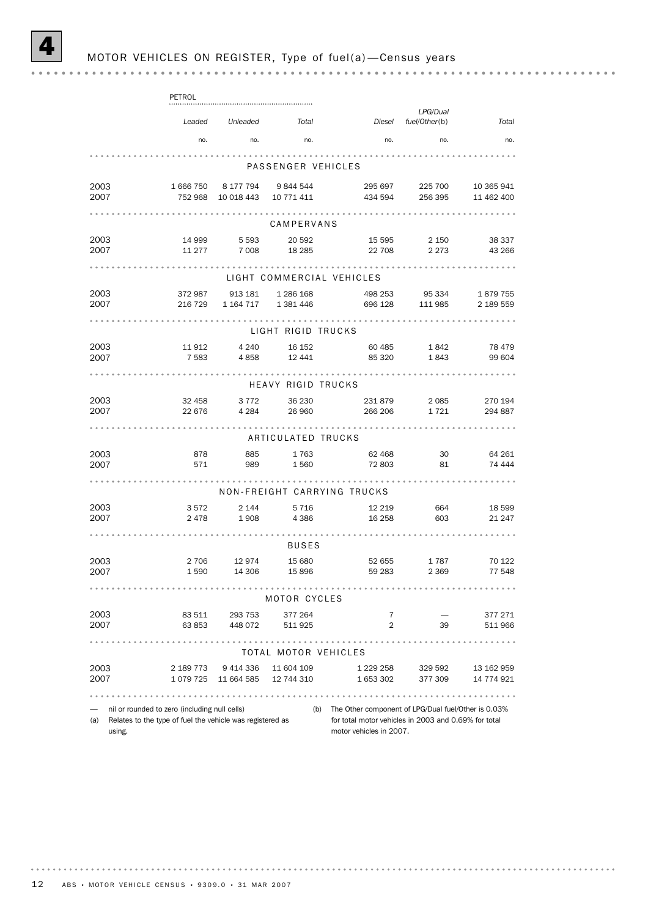# 4 MOTOR VEHICLES ON REGISTER, Type of fuel(a)—Census years

| | PETROL | | | | | |
|---|---|---|---|---|---|---|
| | *Leaded* | *Unleaded* | *Total* | *Diesel* | *LPG/Dual fuel/Other*(b) | *Total* |
| | no. | no. | no. | no. | no. | no. |
| **PASSENGER VEHICLES** | | | | | | |
| 2003 | 1 666 750 | 8 177 794 | 9 844 544 | 295 697 | 225 700 | 10 365 941 |
| 2007 | 752 968 | 10 018 443 | 10 771 411 | 434 594 | 256 395 | 11 462 400 |
| **CAMPERVANS** | | | | | | |
| 2003 | 14 999 | 5 593 | 20 592 | 15 595 | 2 150 | 38 337 |
| 2007 | 11 277 | 7 008 | 18 285 | 22 708 | 2 273 | 43 266 |
| **LIGHT COMMERCIAL VEHICLES** | | | | | | |
| 2003 | 372 987 | 913 181 | 1 286 168 | 498 253 | 95 334 | 1 879 755 |
| 2007 | 216 729 | 1 164 717 | 1 381 446 | 696 128 | 111 985 | 2 189 559 |
| **LIGHT RIGID TRUCKS** | | | | | | |
| 2003 | 11 912 | 4 240 | 16 152 | 60 485 | 1 842 | 78 479 |
| 2007 | 7 583 | 4 858 | 12 441 | 85 320 | 1 843 | 99 604 |
| **HEAVY RIGID TRUCKS** | | | | | | |
| 2003 | 32 458 | 3 772 | 36 230 | 231 879 | 2 085 | 270 194 |
| 2007 | 22 676 | 4 284 | 26 960 | 266 206 | 1 721 | 294 887 |
| **ARTICULATED TRUCKS** | | | | | | |
| 2003 | 878 | 885 | 1 763 | 62 468 | 30 | 64 261 |
| 2007 | 571 | 989 | 1 560 | 72 803 | 81 | 74 444 |
| **NON-FREIGHT CARRYING TRUCKS** | | | | | | |
| 2003 | 3 572 | 2 144 | 5 716 | 12 219 | 664 | 18 599 |
| 2007 | 2 478 | 1 908 | 4 386 | 16 258 | 603 | 21 247 |
| **BUSES** | | | | | | |
| 2003 | 2 706 | 12 974 | 15 680 | 52 655 | 1 787 | 70 122 |
| 2007 | 1 590 | 14 306 | 15 896 | 59 283 | 2 369 | 77 548 |
| **MOTOR CYCLES** | | | | | | |
| 2003 | 83 511 | 293 753 | 377 264 | 7 | — | 377 271 |
| 2007 | 63 853 | 448 072 | 511 925 | 2 | 39 | 511 966 |
| **TOTAL MOTOR VEHICLES** | | | | | | |
| 2003 | 2 189 773 | 9 414 336 | 11 604 109 | 1 229 258 | 329 592 | 13 162 959 |
| 2007 | 1 079 725 | 11 664 585 | 12 744 310 | 1 653 302 | 377 309 | 14 774 921 |

— nil or rounded to zero (including null cells)

(a) Relates to the type of fuel the vehicle was registered as using.

(b) The Other component of LPG/Dual fuel/Other is 0.03% for total motor vehicles in 2003 and 0.69% for total motor vehicles in 2007.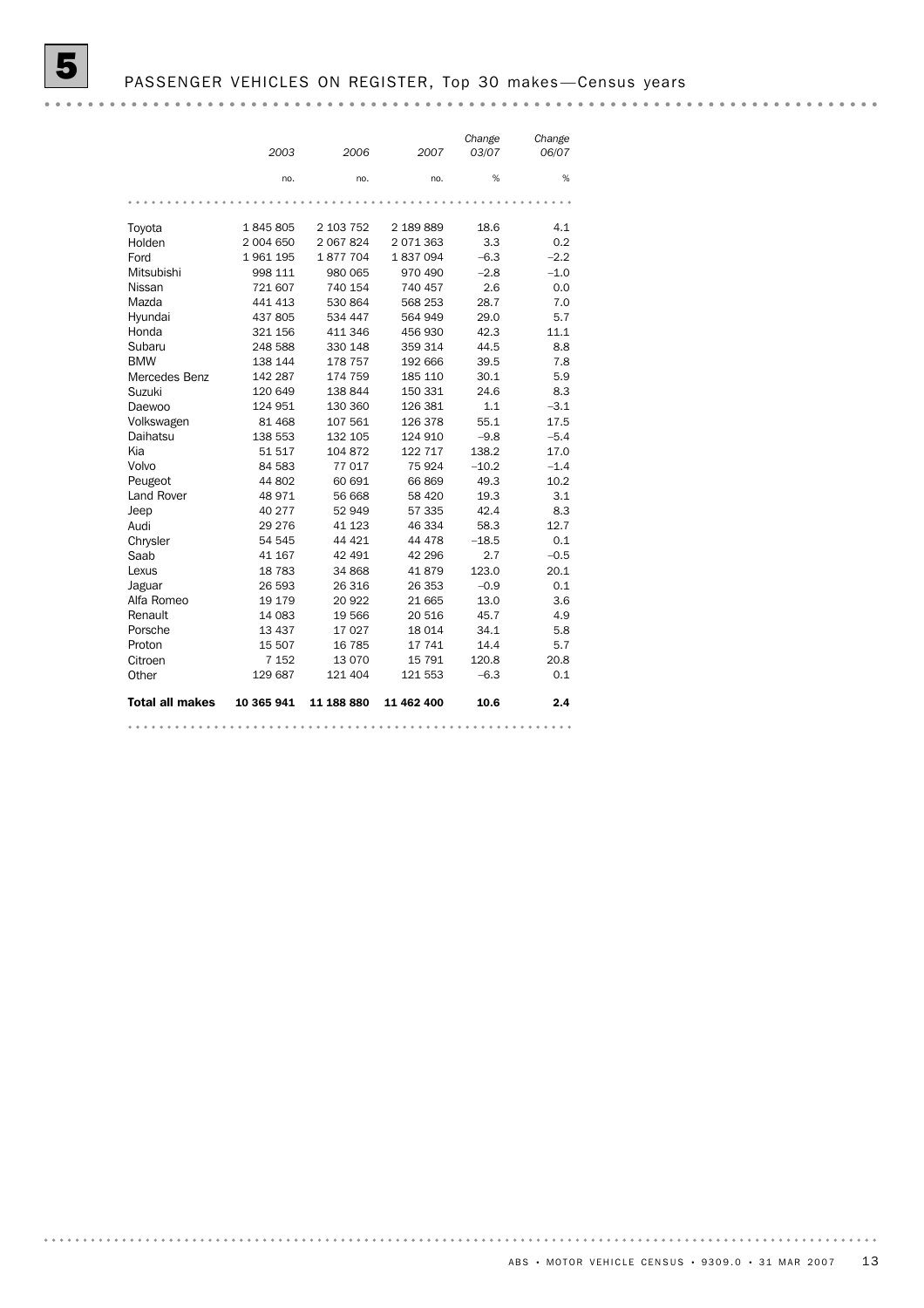# 5 PASSENGER VEHICLES ON REGISTER, Top 30 makes—Census years

| | 2003 | 2006 | 2007 | Change 03/07 | Change 06/07 |
|---|---|---|---|---|---|
| | no. | no. | no. | % | % |
| Toyota | 1 845 805 | 2 103 752 | 2 189 889 | 18.6 | 4.1 |
| Holden | 2 004 650 | 2 067 824 | 2 071 363 | 3.3 | 0.2 |
| Ford | 1 961 195 | 1 877 704 | 1 837 094 | –6.3 | –2.2 |
| Mitsubishi | 998 111 | 980 065 | 970 490 | –2.8 | –1.0 |
| Nissan | 721 607 | 740 154 | 740 457 | 2.6 | 0.0 |
| Mazda | 441 413 | 530 864 | 568 253 | 28.7 | 7.0 |
| Hyundai | 437 805 | 534 447 | 564 949 | 29.0 | 5.7 |
| Honda | 321 156 | 411 346 | 456 930 | 42.3 | 11.1 |
| Subaru | 248 588 | 330 148 | 359 314 | 44.5 | 8.8 |
| BMW | 138 144 | 178 757 | 192 666 | 39.5 | 7.8 |
| Mercedes Benz | 142 287 | 174 759 | 185 110 | 30.1 | 5.9 |
| Suzuki | 120 649 | 138 844 | 150 331 | 24.6 | 8.3 |
| Daewoo | 124 951 | 130 360 | 126 381 | 1.1 | –3.1 |
| Volkswagen | 81 468 | 107 561 | 126 378 | 55.1 | 17.5 |
| Daihatsu | 138 553 | 132 105 | 124 910 | –9.8 | –5.4 |
| Kia | 51 517 | 104 872 | 122 717 | 138.2 | 17.0 |
| Volvo | 84 583 | 77 017 | 75 924 | –10.2 | –1.4 |
| Peugeot | 44 802 | 60 691 | 66 869 | 49.3 | 10.2 |
| Land Rover | 48 971 | 56 668 | 58 420 | 19.3 | 3.1 |
| Jeep | 40 277 | 52 949 | 57 335 | 42.4 | 8.3 |
| Audi | 29 276 | 41 123 | 46 334 | 58.3 | 12.7 |
| Chrysler | 54 545 | 44 421 | 44 478 | –18.5 | 0.1 |
| Saab | 41 167 | 42 491 | 42 296 | 2.7 | –0.5 |
| Lexus | 18 783 | 34 868 | 41 879 | 123.0 | 20.1 |
| Jaguar | 26 593 | 26 316 | 26 353 | –0.9 | 0.1 |
| Alfa Romeo | 19 179 | 20 922 | 21 665 | 13.0 | 3.6 |
| Renault | 14 083 | 19 566 | 20 516 | 45.7 | 4.9 |
| Porsche | 13 437 | 17 027 | 18 014 | 34.1 | 5.8 |
| Proton | 15 507 | 16 785 | 17 741 | 14.4 | 5.7 |
| Citroen | 7 152 | 13 070 | 15 791 | 120.8 | 20.8 |
| Other | 129 687 | 121 404 | 121 553 | –6.3 | 0.1 |
| **Total all makes** | **10 365 941** | **11 188 880** | **11 462 400** | **10.6** | **2.4** |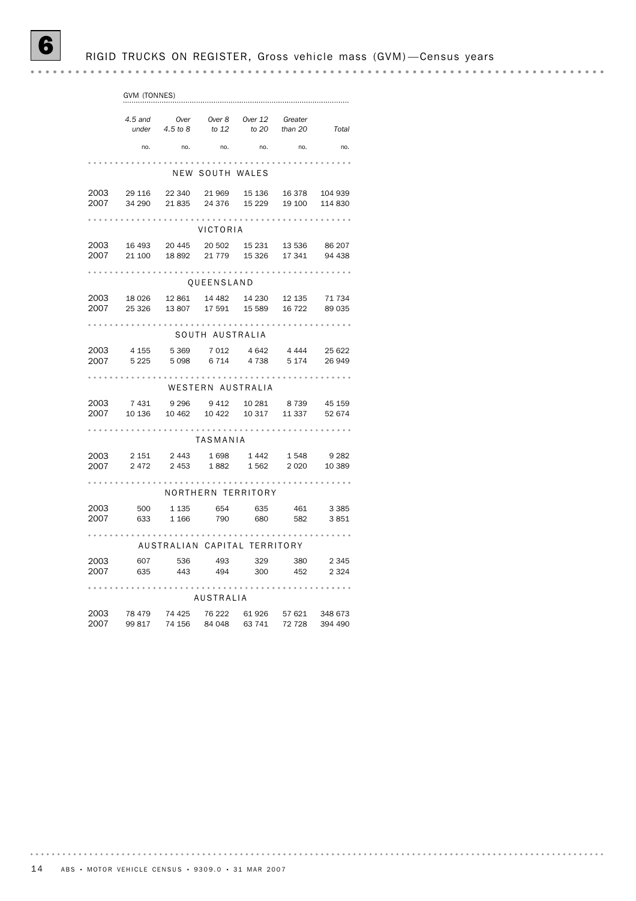# 6 RIGID TRUCKS ON REGISTER, Gross vehicle mass (GVM)—Census years

| | GVM (TONNES) | | | | | |
|---|---|---|---|---|---|---|
| | 4.5 and under | Over 4.5 to 8 | Over 8 to 12 | Over 12 to 20 | Greater than 20 | Total |
| | no. | no. | no. | no. | no. | no. |
| **NEW SOUTH WALES** | | | | | | |
| 2003 | 29 116 | 22 340 | 21 969 | 15 136 | 16 378 | 104 939 |
| 2007 | 34 290 | 21 835 | 24 376 | 15 229 | 19 100 | 114 830 |
| **VICTORIA** | | | | | | |
| 2003 | 16 493 | 20 445 | 20 502 | 15 231 | 13 536 | 86 207 |
| 2007 | 21 100 | 18 892 | 21 779 | 15 326 | 17 341 | 94 438 |
| **QUEENSLAND** | | | | | | |
| 2003 | 18 026 | 12 861 | 14 482 | 14 230 | 12 135 | 71 734 |
| 2007 | 25 326 | 13 807 | 17 591 | 15 589 | 16 722 | 89 035 |
| **SOUTH AUSTRALIA** | | | | | | |
| 2003 | 4 155 | 5 369 | 7 012 | 4 642 | 4 444 | 25 622 |
| 2007 | 5 225 | 5 098 | 6 714 | 4 738 | 5 174 | 26 949 |
| **WESTERN AUSTRALIA** | | | | | | |
| 2003 | 7 431 | 9 296 | 9 412 | 10 281 | 8 739 | 45 159 |
| 2007 | 10 136 | 10 462 | 10 422 | 10 317 | 11 337 | 52 674 |
| **TASMANIA** | | | | | | |
| 2003 | 2 151 | 2 443 | 1 698 | 1 442 | 1 548 | 9 282 |
| 2007 | 2 472 | 2 453 | 1 882 | 1 562 | 2 020 | 10 389 |
| **NORTHERN TERRITORY** | | | | | | |
| 2003 | 500 | 1 135 | 654 | 635 | 461 | 3 385 |
| 2007 | 633 | 1 166 | 790 | 680 | 582 | 3 851 |
| **AUSTRALIAN CAPITAL TERRITORY** | | | | | | |
| 2003 | 607 | 536 | 493 | 329 | 380 | 2 345 |
| 2007 | 635 | 443 | 494 | 300 | 452 | 2 324 |
| **AUSTRALIA** | | | | | | |
| 2003 | 78 479 | 74 425 | 76 222 | 61 926 | 57 621 | 348 673 |
| 2007 | 99 817 | 74 156 | 84 048 | 63 741 | 72 728 | 394 490 |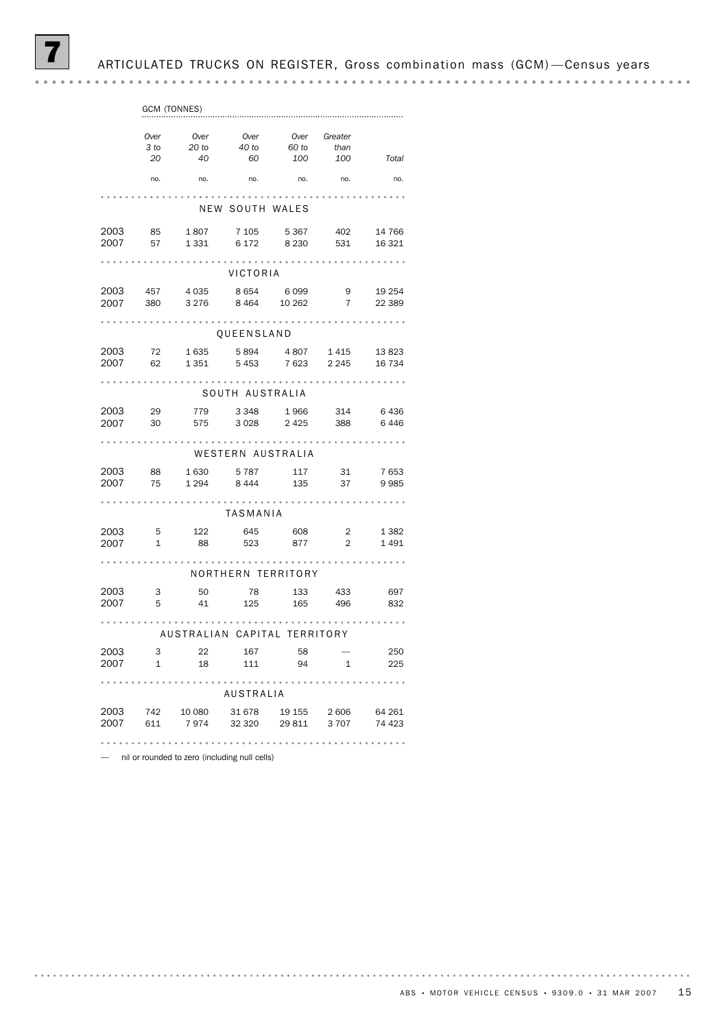# 7 ARTICULATED TRUCKS ON REGISTER, Gross combination mass (GCM)—Census years

| | GCM (TONNES) | | | | | |
|---|---|---|---|---|---|---|
| | *Over 3 to 20* | *Over 20 to 40* | *Over 40 to 60* | *Over 60 to 100* | *Greater than 100* | *Total* |
| | no. | no. | no. | no. | no. | no. |
| **NEW SOUTH WALES** | | | | | | |
| 2003 | 85 | 1 807 | 7 105 | 5 367 | 402 | 14 766 |
| 2007 | 57 | 1 331 | 6 172 | 8 230 | 531 | 16 321 |
| **VICTORIA** | | | | | | |
| 2003 | 457 | 4 035 | 8 654 | 6 099 | 9 | 19 254 |
| 2007 | 380 | 3 276 | 8 464 | 10 262 | 7 | 22 389 |
| **QUEENSLAND** | | | | | | |
| 2003 | 72 | 1 635 | 5 894 | 4 807 | 1 415 | 13 823 |
| 2007 | 62 | 1 351 | 5 453 | 7 623 | 2 245 | 16 734 |
| **SOUTH AUSTRALIA** | | | | | | |
| 2003 | 29 | 779 | 3 348 | 1 966 | 314 | 6 436 |
| 2007 | 30 | 575 | 3 028 | 2 425 | 388 | 6 446 |
| **WESTERN AUSTRALIA** | | | | | | |
| 2003 | 88 | 1 630 | 5 787 | 117 | 31 | 7 653 |
| 2007 | 75 | 1 294 | 8 444 | 135 | 37 | 9 985 |
| **TASMANIA** | | | | | | |
| 2003 | 5 | 122 | 645 | 608 | 2 | 1 382 |
| 2007 | 1 | 88 | 523 | 877 | 2 | 1 491 |
| **NORTHERN TERRITORY** | | | | | | |
| 2003 | 3 | 50 | 78 | 133 | 433 | 697 |
| 2007 | 5 | 41 | 125 | 165 | 496 | 832 |
| **AUSTRALIAN CAPITAL TERRITORY** | | | | | | |
| 2003 | 3 | 22 | 167 | 58 | — | 250 |
| 2007 | 1 | 18 | 111 | 94 | 1 | 225 |
| **AUSTRALIA** | | | | | | |
| 2003 | 742 | 10 080 | 31 678 | 19 155 | 2 606 | 64 261 |
| 2007 | 611 | 7 974 | 32 320 | 29 811 | 3 707 | 74 423 |

— nil or rounded to zero (including null cells)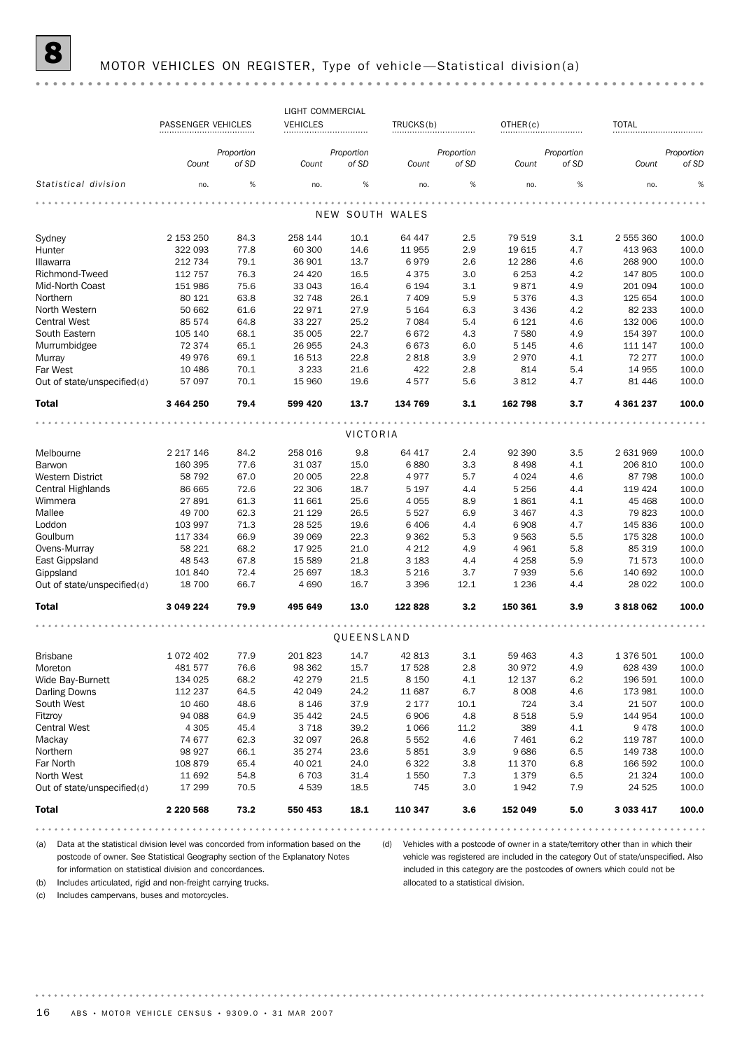# 8 MOTOR VEHICLES ON REGISTER, Type of vehicle—Statistical division(a)

| | PASSENGER VEHICLES | | LIGHT COMMERCIAL VEHICLES | | TRUCKS(b) | | OTHER(c) | | TOTAL | |
|---|---|---|---|---|---|---|---|---|---|---|
| | *Count* | *Proportion of SD* | *Count* | *Proportion of SD* | *Count* | *Proportion of SD* | *Count* | *Proportion of SD* | *Count* | *Proportion of SD* |
| *Statistical division* | no. | % | no. | % | no. | % | no. | % | no. | % |
| **NEW SOUTH WALES** | | | | | | | | | | |
| Sydney | 2 153 250 | 84.3 | 258 144 | 10.1 | 64 447 | 2.5 | 79 519 | 3.1 | 2 555 360 | 100.0 |
| Hunter | 322 093 | 77.8 | 60 300 | 14.6 | 11 955 | 2.9 | 19 615 | 4.7 | 413 963 | 100.0 |
| Illawarra | 212 734 | 79.1 | 36 901 | 13.7 | 6 979 | 2.6 | 12 286 | 4.6 | 268 900 | 100.0 |
| Richmond-Tweed | 112 757 | 76.3 | 24 420 | 16.5 | 4 375 | 3.0 | 6 253 | 4.2 | 147 805 | 100.0 |
| Mid-North Coast | 151 986 | 75.6 | 33 043 | 16.4 | 6 194 | 3.1 | 9 871 | 4.9 | 201 094 | 100.0 |
| Northern | 80 121 | 63.8 | 32 748 | 26.1 | 7 409 | 5.9 | 5 376 | 4.3 | 125 654 | 100.0 |
| North Western | 50 662 | 61.6 | 22 971 | 27.9 | 5 164 | 6.3 | 3 436 | 4.2 | 82 233 | 100.0 |
| Central West | 85 574 | 64.8 | 33 227 | 25.2 | 7 084 | 5.4 | 6 121 | 4.6 | 132 006 | 100.0 |
| South Eastern | 105 140 | 68.1 | 35 005 | 22.7 | 6 672 | 4.3 | 7 580 | 4.9 | 154 397 | 100.0 |
| Murrumbidgee | 72 374 | 65.1 | 26 955 | 24.3 | 6 673 | 6.0 | 5 145 | 4.6 | 111 147 | 100.0 |
| Murray | 49 976 | 69.1 | 16 513 | 22.8 | 2 818 | 3.9 | 2 970 | 4.1 | 72 277 | 100.0 |
| Far West | 10 486 | 70.1 | 3 233 | 21.6 | 422 | 2.8 | 814 | 5.4 | 14 955 | 100.0 |
| Out of state/unspecified(d) | 57 097 | 70.1 | 15 960 | 19.6 | 4 577 | 5.6 | 3 812 | 4.7 | 81 446 | 100.0 |
| **Total** | **3 464 250** | **79.4** | **599 420** | **13.7** | **134 769** | **3.1** | **162 798** | **3.7** | **4 361 237** | **100.0** |
| **VICTORIA** | | | | | | | | | | |
| Melbourne | 2 217 146 | 84.2 | 258 016 | 9.8 | 64 417 | 2.4 | 92 390 | 3.5 | 2 631 969 | 100.0 |
| Barwon | 160 395 | 77.6 | 31 037 | 15.0 | 6 880 | 3.3 | 8 498 | 4.1 | 206 810 | 100.0 |
| Western District | 58 792 | 67.0 | 20 005 | 22.8 | 4 977 | 5.7 | 4 024 | 4.6 | 87 798 | 100.0 |
| Central Highlands | 86 665 | 72.6 | 22 306 | 18.7 | 5 197 | 4.4 | 5 256 | 4.4 | 119 424 | 100.0 |
| Wimmera | 27 891 | 61.3 | 11 661 | 25.6 | 4 055 | 8.9 | 1 861 | 4.1 | 45 468 | 100.0 |
| Mallee | 49 700 | 62.3 | 21 129 | 26.5 | 5 527 | 6.9 | 3 467 | 4.3 | 79 823 | 100.0 |
| Loddon | 103 997 | 71.3 | 28 525 | 19.6 | 6 406 | 4.4 | 6 908 | 4.7 | 145 836 | 100.0 |
| Goulburn | 117 334 | 66.9 | 39 069 | 22.3 | 9 362 | 5.3 | 9 563 | 5.5 | 175 328 | 100.0 |
| Ovens-Murray | 58 221 | 68.2 | 17 925 | 21.0 | 4 212 | 4.9 | 4 961 | 5.8 | 85 319 | 100.0 |
| East Gippsland | 48 543 | 67.8 | 15 589 | 21.8 | 3 183 | 4.4 | 4 258 | 5.9 | 71 573 | 100.0 |
| Gippsland | 101 840 | 72.4 | 25 697 | 18.3 | 5 216 | 3.7 | 7 939 | 5.6 | 140 692 | 100.0 |
| Out of state/unspecified(d) | 18 700 | 66.7 | 4 690 | 16.7 | 3 396 | 12.1 | 1 236 | 4.4 | 28 022 | 100.0 |
| **Total** | **3 049 224** | **79.9** | **495 649** | **13.0** | **122 828** | **3.2** | **150 361** | **3.9** | **3 818 062** | **100.0** |
| **QUEENSLAND** | | | | | | | | | | |
| Brisbane | 1 072 402 | 77.9 | 201 823 | 14.7 | 42 813 | 3.1 | 59 463 | 4.3 | 1 376 501 | 100.0 |
| Moreton | 481 577 | 76.6 | 98 362 | 15.7 | 17 528 | 2.8 | 30 972 | 4.9 | 628 439 | 100.0 |
| Wide Bay-Burnett | 134 025 | 68.2 | 42 279 | 21.5 | 8 150 | 4.1 | 12 137 | 6.2 | 196 591 | 100.0 |
| Darling Downs | 112 237 | 64.5 | 42 049 | 24.2 | 11 687 | 6.7 | 8 008 | 4.6 | 173 981 | 100.0 |
| South West | 10 460 | 48.6 | 8 146 | 37.9 | 2 177 | 10.1 | 724 | 3.4 | 21 507 | 100.0 |
| Fitzroy | 94 088 | 64.9 | 35 442 | 24.5 | 6 906 | 4.8 | 8 518 | 5.9 | 144 954 | 100.0 |
| Central West | 4 305 | 45.4 | 3 718 | 39.2 | 1 066 | 11.2 | 389 | 4.1 | 9 478 | 100.0 |
| Mackay | 74 677 | 62.3 | 32 097 | 26.8 | 5 552 | 4.6 | 7 461 | 6.2 | 119 787 | 100.0 |
| Northern | 98 927 | 66.1 | 35 274 | 23.6 | 5 851 | 3.9 | 9 686 | 6.5 | 149 738 | 100.0 |
| Far North | 108 879 | 65.4 | 40 021 | 24.0 | 6 322 | 3.8 | 11 370 | 6.8 | 166 592 | 100.0 |
| North West | 11 692 | 54.8 | 6 703 | 31.4 | 1 550 | 7.3 | 1 379 | 6.5 | 21 324 | 100.0 |
| Out of state/unspecified(d) | 17 299 | 70.5 | 4 539 | 18.5 | 745 | 3.0 | 1 942 | 7.9 | 24 525 | 100.0 |
| **Total** | **2 220 568** | **73.2** | **550 453** | **18.1** | **110 347** | **3.6** | **152 049** | **5.0** | **3 033 417** | **100.0** |

(a) Data at the statistical division level was concorded from information based on the postcode of owner. See Statistical Geography section of the Explanatory Notes for information on statistical division and concordances.

(b) Includes articulated, rigid and non-freight carrying trucks.

(c) Includes campervans, buses and motorcycles.

(d) Vehicles with a postcode of owner in a state/territory other than in which their vehicle was registered are included in the category Out of state/unspecified. Also included in this category are the postcodes of owners which could not be allocated to a statistical division.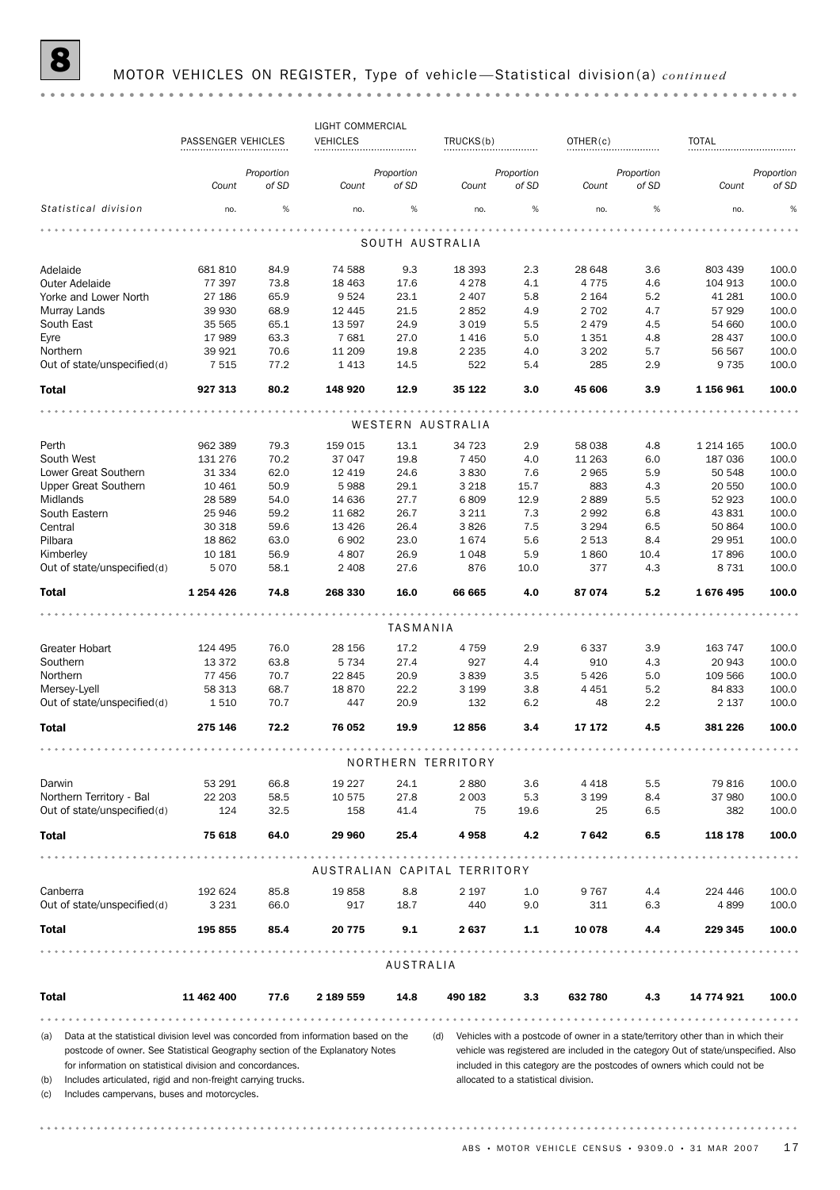# 8 MOTOR VEHICLES ON REGISTER, Type of vehicle—Statistical division(a) *continued*

| Statistical division | PASSENGER VEHICLES Count | PASSENGER VEHICLES Proportion of SD | LIGHT COMMERCIAL VEHICLES Count | LIGHT COMMERCIAL VEHICLES Proportion of SD | TRUCKS(b) Count | TRUCKS(b) Proportion of SD | OTHER(c) Count | OTHER(c) Proportion of SD | TOTAL Count | TOTAL Proportion of SD |
|---|---|---|---|---|---|---|---|---|---|---|
| | no. | % | no. | % | no. | % | no. | % | no. | % |
| **SOUTH AUSTRALIA** | | | | | | | | | | |
| Adelaide | 681 810 | 84.9 | 74 588 | 9.3 | 18 393 | 2.3 | 28 648 | 3.6 | 803 439 | 100.0 |
| Outer Adelaide | 77 397 | 73.8 | 18 463 | 17.6 | 4 278 | 4.1 | 4 775 | 4.6 | 104 913 | 100.0 |
| Yorke and Lower North | 27 186 | 65.9 | 9 524 | 23.1 | 2 407 | 5.8 | 2 164 | 5.2 | 41 281 | 100.0 |
| Murray Lands | 39 930 | 68.9 | 12 445 | 21.5 | 2 852 | 4.9 | 2 702 | 4.7 | 57 929 | 100.0 |
| South East | 35 565 | 65.1 | 13 597 | 24.9 | 3 019 | 5.5 | 2 479 | 4.5 | 54 660 | 100.0 |
| Eyre | 17 989 | 63.3 | 7 681 | 27.0 | 1 416 | 5.0 | 1 351 | 4.8 | 28 437 | 100.0 |
| Northern | 39 921 | 70.6 | 11 209 | 19.8 | 2 235 | 4.0 | 3 202 | 5.7 | 56 567 | 100.0 |
| Out of state/unspecified(d) | 7 515 | 77.2 | 1 413 | 14.5 | 522 | 5.4 | 285 | 2.9 | 9 735 | 100.0 |
| **Total** | **927 313** | **80.2** | **148 920** | **12.9** | **35 122** | **3.0** | **45 606** | **3.9** | **1 156 961** | **100.0** |
| **WESTERN AUSTRALIA** | | | | | | | | | | |
| Perth | 962 389 | 79.3 | 159 015 | 13.1 | 34 723 | 2.9 | 58 038 | 4.8 | 1 214 165 | 100.0 |
| South West | 131 276 | 70.2 | 37 047 | 19.8 | 7 450 | 4.0 | 11 263 | 6.0 | 187 036 | 100.0 |
| Lower Great Southern | 31 334 | 62.0 | 12 419 | 24.6 | 3 830 | 7.6 | 2 965 | 5.9 | 50 548 | 100.0 |
| Upper Great Southern | 10 461 | 50.9 | 5 988 | 29.1 | 3 218 | 15.7 | 883 | 4.3 | 20 550 | 100.0 |
| Midlands | 28 589 | 54.0 | 14 636 | 27.7 | 6 809 | 12.9 | 2 889 | 5.5 | 52 923 | 100.0 |
| South Eastern | 25 946 | 59.2 | 11 682 | 26.7 | 3 211 | 7.3 | 2 992 | 6.8 | 43 831 | 100.0 |
| Central | 30 318 | 59.6 | 13 426 | 26.4 | 3 826 | 7.5 | 3 294 | 6.5 | 50 864 | 100.0 |
| Pilbara | 18 862 | 63.0 | 6 902 | 23.0 | 1 674 | 5.6 | 2 513 | 8.4 | 29 951 | 100.0 |
| Kimberley | 10 181 | 56.9 | 4 807 | 26.9 | 1 048 | 5.9 | 1 860 | 10.4 | 17 896 | 100.0 |
| Out of state/unspecified(d) | 5 070 | 58.1 | 2 408 | 27.6 | 876 | 10.0 | 377 | 4.3 | 8 731 | 100.0 |
| **Total** | **1 254 426** | **74.8** | **268 330** | **16.0** | **66 665** | **4.0** | **87 074** | **5.2** | **1 676 495** | **100.0** |
| **TASMANIA** | | | | | | | | | | |
| Greater Hobart | 124 495 | 76.0 | 28 156 | 17.2 | 4 759 | 2.9 | 6 337 | 3.9 | 163 747 | 100.0 |
| Southern | 13 372 | 63.8 | 5 734 | 27.4 | 927 | 4.4 | 910 | 4.3 | 20 943 | 100.0 |
| Northern | 77 456 | 70.7 | 22 845 | 20.9 | 3 839 | 3.5 | 5 426 | 5.0 | 109 566 | 100.0 |
| Mersey-Lyell | 58 313 | 68.7 | 18 870 | 22.2 | 3 199 | 3.8 | 4 451 | 5.2 | 84 833 | 100.0 |
| Out of state/unspecified(d) | 1 510 | 70.7 | 447 | 20.9 | 132 | 6.2 | 48 | 2.2 | 2 137 | 100.0 |
| **Total** | **275 146** | **72.2** | **76 052** | **19.9** | **12 856** | **3.4** | **17 172** | **4.5** | **381 226** | **100.0** |
| **NORTHERN TERRITORY** | | | | | | | | | | |
| Darwin | 53 291 | 66.8 | 19 227 | 24.1 | 2 880 | 3.6 | 4 418 | 5.5 | 79 816 | 100.0 |
| Northern Territory - Bal | 22 203 | 58.5 | 10 575 | 27.8 | 2 003 | 5.3 | 3 199 | 8.4 | 37 980 | 100.0 |
| Out of state/unspecified(d) | 124 | 32.5 | 158 | 41.4 | 75 | 19.6 | 25 | 6.5 | 382 | 100.0 |
| **Total** | **75 618** | **64.0** | **29 960** | **25.4** | **4 958** | **4.2** | **7 642** | **6.5** | **118 178** | **100.0** |
| **AUSTRALIAN CAPITAL TERRITORY** | | | | | | | | | | |
| Canberra | 192 624 | 85.8 | 19 858 | 8.8 | 2 197 | 1.0 | 9 767 | 4.4 | 224 446 | 100.0 |
| Out of state/unspecified(d) | 3 231 | 66.0 | 917 | 18.7 | 440 | 9.0 | 311 | 6.3 | 4 899 | 100.0 |
| **Total** | **195 855** | **85.4** | **20 775** | **9.1** | **2 637** | **1.1** | **10 078** | **4.4** | **229 345** | **100.0** |
| **AUSTRALIA** | | | | | | | | | | |
| **Total** | **11 462 400** | **77.6** | **2 189 559** | **14.8** | **490 182** | **3.3** | **632 780** | **4.3** | **14 774 921** | **100.0** |

(a) Data at the statistical division level was concorded from information based on the postcode of owner. See Statistical Geography section of the Explanatory Notes for information on statistical division and concordances.

(b) Includes articulated, rigid and non-freight carrying trucks.

(c) Includes campervans, buses and motorcycles.

(d) Vehicles with a postcode of owner in a state/territory other than in which their vehicle was registered are included in the category Out of state/unspecified. Also included in this category are the postcodes of owners which could not be allocated to a statistical division.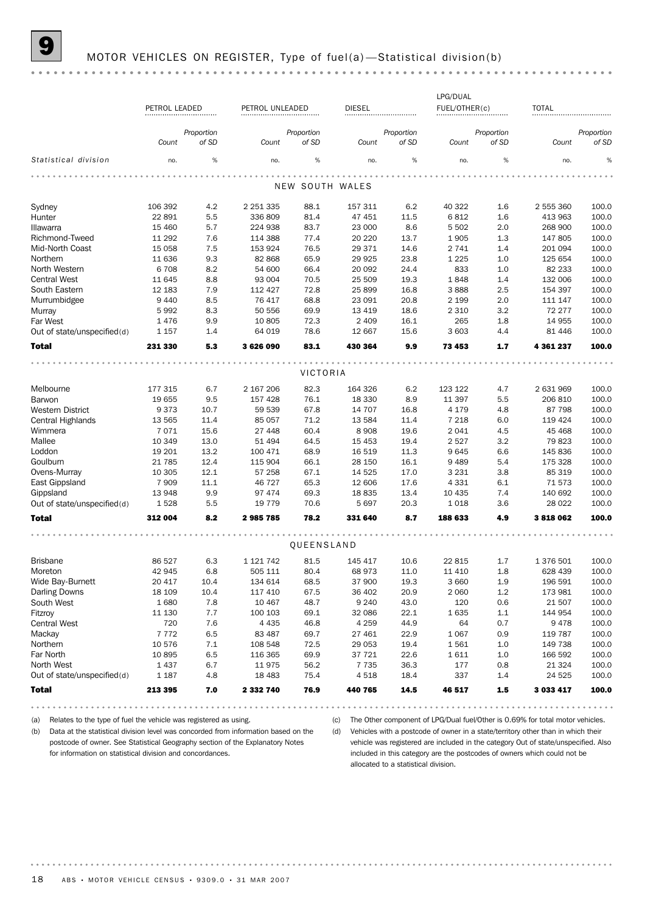# 9 MOTOR VEHICLES ON REGISTER, Type of fuel(a)—Statistical division(b)

| | PETROL LEADED | | PETROL UNLEADED | | DIESEL | | LPG/DUAL FUEL/OTHER(c) | | TOTAL | |
|---|---|---|---|---|---|---|---|---|---|---|
| | *Count* | *Proportion of SD* | *Count* | *Proportion of SD* | *Count* | *Proportion of SD* | *Count* | *Proportion of SD* | *Count* | *Proportion of SD* |
| *Statistical division* | no. | % | no. | % | no. | % | no. | % | no. | % |
| **NEW SOUTH WALES** | | | | | | | | | | |
| Sydney | 106 392 | 4.2 | 2 251 335 | 88.1 | 157 311 | 6.2 | 40 322 | 1.6 | 2 555 360 | 100.0 |
| Hunter | 22 891 | 5.5 | 336 809 | 81.4 | 47 451 | 11.5 | 6 812 | 1.6 | 413 963 | 100.0 |
| Illawarra | 15 460 | 5.7 | 224 938 | 83.7 | 23 000 | 8.6 | 5 502 | 2.0 | 268 900 | 100.0 |
| Richmond-Tweed | 11 292 | 7.6 | 114 388 | 77.4 | 20 220 | 13.7 | 1 905 | 1.3 | 147 805 | 100.0 |
| Mid-North Coast | 15 058 | 7.5 | 153 924 | 76.5 | 29 371 | 14.6 | 2 741 | 1.4 | 201 094 | 100.0 |
| Northern | 11 636 | 9.3 | 82 868 | 65.9 | 29 925 | 23.8 | 1 225 | 1.0 | 125 654 | 100.0 |
| North Western | 6 708 | 8.2 | 54 600 | 66.4 | 20 092 | 24.4 | 833 | 1.0 | 82 233 | 100.0 |
| Central West | 11 645 | 8.8 | 93 004 | 70.5 | 25 509 | 19.3 | 1 848 | 1.4 | 132 006 | 100.0 |
| South Eastern | 12 183 | 7.9 | 112 427 | 72.8 | 25 899 | 16.8 | 3 888 | 2.5 | 154 397 | 100.0 |
| Murrumbidgee | 9 440 | 8.5 | 76 417 | 68.8 | 23 091 | 20.8 | 2 199 | 2.0 | 111 147 | 100.0 |
| Murray | 5 992 | 8.3 | 50 556 | 69.9 | 13 419 | 18.6 | 2 310 | 3.2 | 72 277 | 100.0 |
| Far West | 1 476 | 9.9 | 10 805 | 72.3 | 2 409 | 16.1 | 265 | 1.8 | 14 955 | 100.0 |
| Out of state/unspecified(d) | 1 157 | 1.4 | 64 019 | 78.6 | 12 667 | 15.6 | 3 603 | 4.4 | 81 446 | 100.0 |
| **Total** | **231 330** | **5.3** | **3 626 090** | **83.1** | **430 364** | **9.9** | **73 453** | **1.7** | **4 361 237** | **100.0** |
| **VICTORIA** | | | | | | | | | | |
| Melbourne | 177 315 | 6.7 | 2 167 206 | 82.3 | 164 326 | 6.2 | 123 122 | 4.7 | 2 631 969 | 100.0 |
| Barwon | 19 655 | 9.5 | 157 428 | 76.1 | 18 330 | 8.9 | 11 397 | 5.5 | 206 810 | 100.0 |
| Western District | 9 373 | 10.7 | 59 539 | 67.8 | 14 707 | 16.8 | 4 179 | 4.8 | 87 798 | 100.0 |
| Central Highlands | 13 565 | 11.4 | 85 057 | 71.2 | 13 584 | 11.4 | 7 218 | 6.0 | 119 424 | 100.0 |
| Wimmera | 7 071 | 15.6 | 27 448 | 60.4 | 8 908 | 19.6 | 2 041 | 4.5 | 45 468 | 100.0 |
| Mallee | 10 349 | 13.0 | 51 494 | 64.5 | 15 453 | 19.4 | 2 527 | 3.2 | 79 823 | 100.0 |
| Loddon | 19 201 | 13.2 | 100 471 | 68.9 | 16 519 | 11.3 | 9 645 | 6.6 | 145 836 | 100.0 |
| Goulburn | 21 785 | 12.4 | 115 904 | 66.1 | 28 150 | 16.1 | 9 489 | 5.4 | 175 328 | 100.0 |
| Ovens-Murray | 10 305 | 12.1 | 57 258 | 67.1 | 14 525 | 17.0 | 3 231 | 3.8 | 85 319 | 100.0 |
| East Gippsland | 7 909 | 11.1 | 46 727 | 65.3 | 12 606 | 17.6 | 4 331 | 6.1 | 71 573 | 100.0 |
| Gippsland | 13 948 | 9.9 | 97 474 | 69.3 | 18 835 | 13.4 | 10 435 | 7.4 | 140 692 | 100.0 |
| Out of state/unspecified(d) | 1 528 | 5.5 | 19 779 | 70.6 | 5 697 | 20.3 | 1 018 | 3.6 | 28 022 | 100.0 |
| **Total** | **312 004** | **8.2** | **2 985 785** | **78.2** | **331 640** | **8.7** | **188 633** | **4.9** | **3 818 062** | **100.0** |
| **QUEENSLAND** | | | | | | | | | | |
| Brisbane | 86 527 | 6.3 | 1 121 742 | 81.5 | 145 417 | 10.6 | 22 815 | 1.7 | 1 376 501 | 100.0 |
| Moreton | 42 945 | 6.8 | 505 111 | 80.4 | 68 973 | 11.0 | 11 410 | 1.8 | 628 439 | 100.0 |
| Wide Bay-Burnett | 20 417 | 10.4 | 134 614 | 68.5 | 37 900 | 19.3 | 3 660 | 1.9 | 196 591 | 100.0 |
| Darling Downs | 18 109 | 10.4 | 117 410 | 67.5 | 36 402 | 20.9 | 2 060 | 1.2 | 173 981 | 100.0 |
| South West | 1 680 | 7.8 | 10 467 | 48.7 | 9 240 | 43.0 | 120 | 0.6 | 21 507 | 100.0 |
| Fitzroy | 11 130 | 7.7 | 100 103 | 69.1 | 32 086 | 22.1 | 1 635 | 1.1 | 144 954 | 100.0 |
| Central West | 720 | 7.6 | 4 435 | 46.8 | 4 259 | 44.9 | 64 | 0.7 | 9 478 | 100.0 |
| Mackay | 7 772 | 6.5 | 83 487 | 69.7 | 27 461 | 22.9 | 1 067 | 0.9 | 119 787 | 100.0 |
| Northern | 10 576 | 7.1 | 108 548 | 72.5 | 29 053 | 19.4 | 1 561 | 1.0 | 149 738 | 100.0 |
| Far North | 10 895 | 6.5 | 116 365 | 69.9 | 37 721 | 22.6 | 1 611 | 1.0 | 166 592 | 100.0 |
| North West | 1 437 | 6.7 | 11 975 | 56.2 | 7 735 | 36.3 | 177 | 0.8 | 21 324 | 100.0 |
| Out of state/unspecified(d) | 1 187 | 4.8 | 18 483 | 75.4 | 4 518 | 18.4 | 337 | 1.4 | 24 525 | 100.0 |
| **Total** | **213 395** | **7.0** | **2 332 740** | **76.9** | **440 765** | **14.5** | **46 517** | **1.5** | **3 033 417** | **100.0** |

(a) Relates to the type of fuel the vehicle was registered as using.

(b) Data at the statistical division level was concorded from information based on the postcode of owner. See Statistical Geography section of the Explanatory Notes for information on statistical division and concordances.

(c) The Other component of LPG/Dual fuel/Other is 0.69% for total motor vehicles.

(d) Vehicles with a postcode of owner in a state/territory other than in which their vehicle was registered are included in the category Out of state/unspecified. Also included in this category are the postcodes of owners which could not be allocated to a statistical division.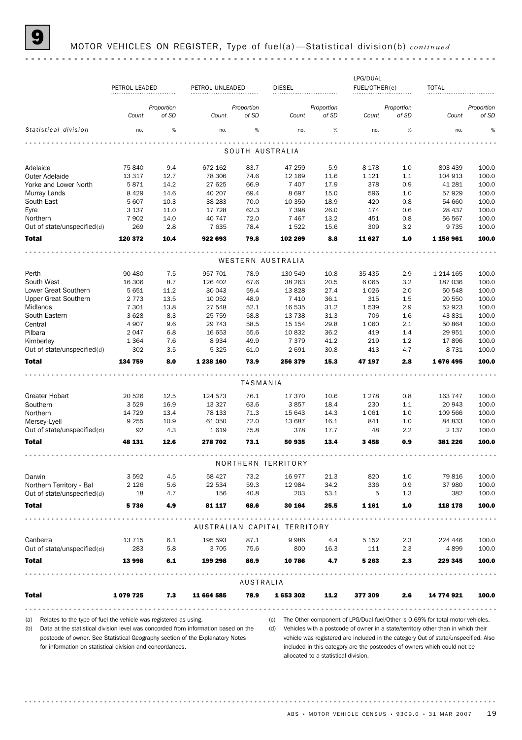## 9 MOTOR VEHICLES ON REGISTER, Type of fuel(a)—Statistical division(b) *continued*

| | PETROL LEADED | | PETROL UNLEADED | | DIESEL | | LPG/DUAL FUEL/OTHER(c) | | TOTAL | |
|---|---|---|---|---|---|---|---|---|---|---|
| | *Count* | *Proportion of SD* | *Count* | *Proportion of SD* | *Count* | *Proportion of SD* | *Count* | *Proportion of SD* | *Count* | *Proportion of SD* |
| *Statistical division* | no. | % | no. | % | no. | % | no. | % | no. | % |
| **SOUTH AUSTRALIA** | | | | | | | | | | |
| Adelaide | 75 840 | 9.4 | 672 162 | 83.7 | 47 259 | 5.9 | 8 178 | 1.0 | 803 439 | 100.0 |
| Outer Adelaide | 13 317 | 12.7 | 78 306 | 74.6 | 12 169 | 11.6 | 1 121 | 1.1 | 104 913 | 100.0 |
| Yorke and Lower North | 5 871 | 14.2 | 27 625 | 66.9 | 7 407 | 17.9 | 378 | 0.9 | 41 281 | 100.0 |
| Murray Lands | 8 429 | 14.6 | 40 207 | 69.4 | 8 697 | 15.0 | 596 | 1.0 | 57 929 | 100.0 |
| South East | 5 607 | 10.3 | 38 283 | 70.0 | 10 350 | 18.9 | 420 | 0.8 | 54 660 | 100.0 |
| Eyre | 3 137 | 11.0 | 17 728 | 62.3 | 7 398 | 26.0 | 174 | 0.6 | 28 437 | 100.0 |
| Northern | 7 902 | 14.0 | 40 747 | 72.0 | 7 467 | 13.2 | 451 | 0.8 | 56 567 | 100.0 |
| Out of state/unspecified(d) | 269 | 2.8 | 7 635 | 78.4 | 1 522 | 15.6 | 309 | 3.2 | 9 735 | 100.0 |
| **Total** | **120 372** | **10.4** | **922 693** | **79.8** | **102 269** | **8.8** | **11 627** | **1.0** | **1 156 961** | **100.0** |
| **WESTERN AUSTRALIA** | | | | | | | | | | |
| Perth | 90 480 | 7.5 | 957 701 | 78.9 | 130 549 | 10.8 | 35 435 | 2.9 | 1 214 165 | 100.0 |
| South West | 16 306 | 8.7 | 126 402 | 67.6 | 38 263 | 20.5 | 6 065 | 3.2 | 187 036 | 100.0 |
| Lower Great Southern | 5 651 | 11.2 | 30 043 | 59.4 | 13 828 | 27.4 | 1 026 | 2.0 | 50 548 | 100.0 |
| Upper Great Southern | 2 773 | 13.5 | 10 052 | 48.9 | 7 410 | 36.1 | 315 | 1.5 | 20 550 | 100.0 |
| Midlands | 7 301 | 13.8 | 27 548 | 52.1 | 16 535 | 31.2 | 1 539 | 2.9 | 52 923 | 100.0 |
| South Eastern | 3 628 | 8.3 | 25 759 | 58.8 | 13 738 | 31.3 | 706 | 1.6 | 43 831 | 100.0 |
| Central | 4 907 | 9.6 | 29 743 | 58.5 | 15 154 | 29.8 | 1 060 | 2.1 | 50 864 | 100.0 |
| Pilbara | 2 047 | 6.8 | 16 653 | 55.6 | 10 832 | 36.2 | 419 | 1.4 | 29 951 | 100.0 |
| Kimberley | 1 364 | 7.6 | 8 934 | 49.9 | 7 379 | 41.2 | 219 | 1.2 | 17 896 | 100.0 |
| Out of state/unspecified(d) | 302 | 3.5 | 5 325 | 61.0 | 2 691 | 30.8 | 413 | 4.7 | 8 731 | 100.0 |
| **Total** | **134 759** | **8.0** | **1 238 160** | **73.9** | **256 379** | **15.3** | **47 197** | **2.8** | **1 676 495** | **100.0** |
| **TASMANIA** | | | | | | | | | | |
| Greater Hobart | 20 526 | 12.5 | 124 573 | 76.1 | 17 370 | 10.6 | 1 278 | 0.8 | 163 747 | 100.0 |
| Southern | 3 529 | 16.9 | 13 327 | 63.6 | 3 857 | 18.4 | 230 | 1.1 | 20 943 | 100.0 |
| Northern | 14 729 | 13.4 | 78 133 | 71.3 | 15 643 | 14.3 | 1 061 | 1.0 | 109 566 | 100.0 |
| Mersey-Lyell | 9 255 | 10.9 | 61 050 | 72.0 | 13 687 | 16.1 | 841 | 1.0 | 84 833 | 100.0 |
| Out of state/unspecified(d) | 92 | 4.3 | 1 619 | 75.8 | 378 | 17.7 | 48 | 2.2 | 2 137 | 100.0 |
| **Total** | **48 131** | **12.6** | **278 702** | **73.1** | **50 935** | **13.4** | **3 458** | **0.9** | **381 226** | **100.0** |
| **NORTHERN TERRITORY** | | | | | | | | | | |
| Darwin | 3 592 | 4.5 | 58 427 | 73.2 | 16 977 | 21.3 | 820 | 1.0 | 79 816 | 100.0 |
| Northern Territory - Bal | 2 126 | 5.6 | 22 534 | 59.3 | 12 984 | 34.2 | 336 | 0.9 | 37 980 | 100.0 |
| Out of state/unspecified(d) | 18 | 4.7 | 156 | 40.8 | 203 | 53.1 | 5 | 1.3 | 382 | 100.0 |
| **Total** | **5 736** | **4.9** | **81 117** | **68.6** | **30 164** | **25.5** | **1 161** | **1.0** | **118 178** | **100.0** |
| **AUSTRALIAN CAPITAL TERRITORY** | | | | | | | | | | |
| Canberra | 13 715 | 6.1 | 195 593 | 87.1 | 9 986 | 4.4 | 5 152 | 2.3 | 224 446 | 100.0 |
| Out of state/unspecified(d) | 283 | 5.8 | 3 705 | 75.6 | 800 | 16.3 | 111 | 2.3 | 4 899 | 100.0 |
| **Total** | **13 998** | **6.1** | **199 298** | **86.9** | **10 786** | **4.7** | **5 263** | **2.3** | **229 345** | **100.0** |
| **AUSTRALIA** | | | | | | | | | | |
| **Total** | **1 079 725** | **7.3** | **11 664 585** | **78.9** | **1 653 302** | **11.2** | **377 309** | **2.6** | **14 774 921** | **100.0** |

(a) Relates to the type of fuel the vehicle was registered as using.

(b) Data at the statistical division level was concorded from information based on the postcode of owner. See Statistical Geography section of the Explanatory Notes for information on statistical division and concordances.

(c) The Other component of LPG/Dual fuel/Other is 0.69% for total motor vehicles.

(d) Vehicles with a postcode of owner in a state/territory other than in which their vehicle was registered are included in the category Out of state/unspecified. Also included in this category are the postcodes of owners which could not be allocated to a statistical division.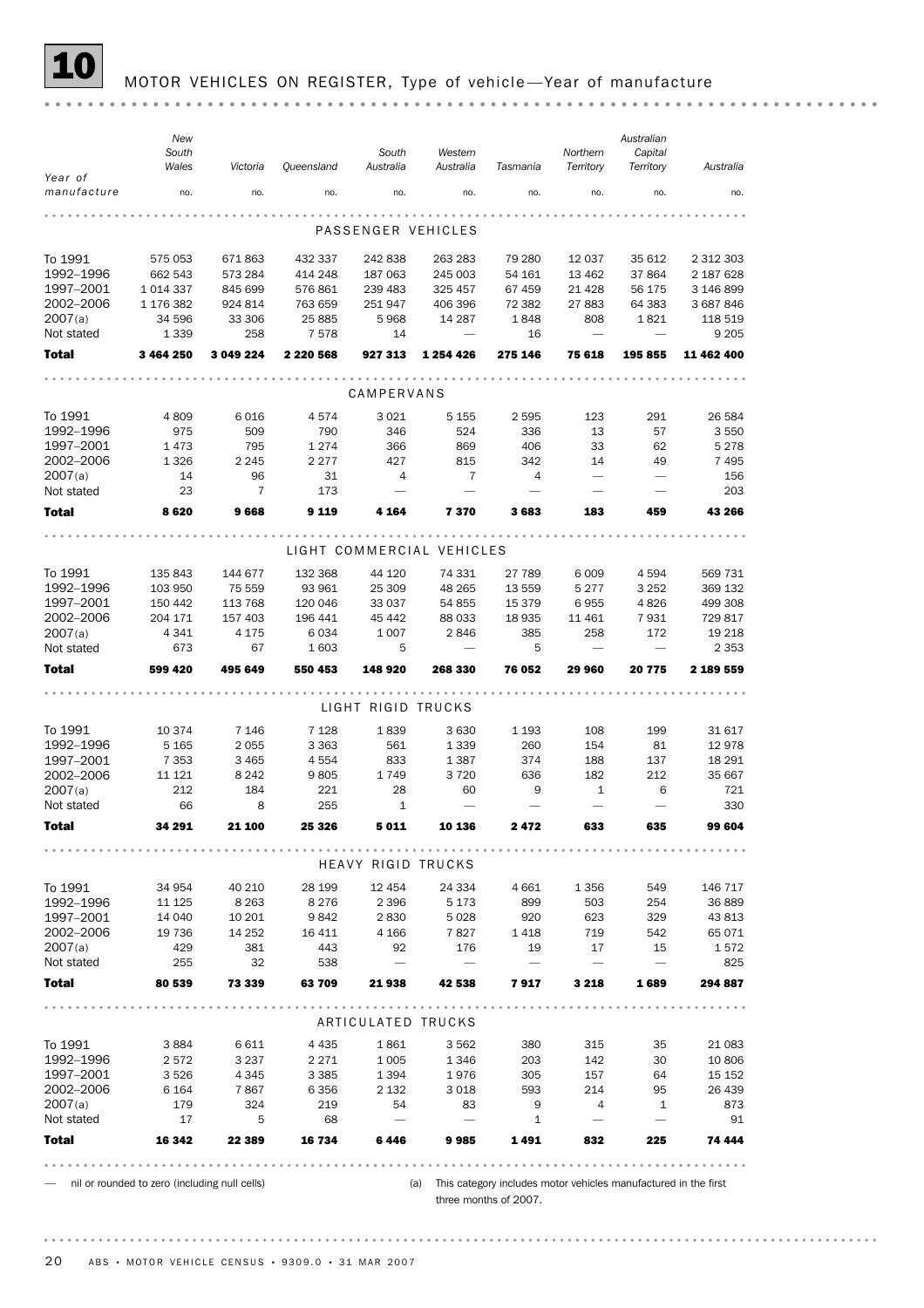## 10 MOTOR VEHICLES ON REGISTER, Type of vehicle—Year of manufacture

| Year of manufacture | New South Wales | Victoria | Queensland | South Australia | Western Australia | Tasmania | Northern Territory | Australian Capital Territory | Australia |
|---|---|---|---|---|---|---|---|---|---|
| | no. | no. | no. | no. | no. | no. | no. | no. | no. |
| **PASSENGER VEHICLES** | | | | | | | | | |
| To 1991 | 575 053 | 671 863 | 432 337 | 242 838 | 263 283 | 79 280 | 12 037 | 35 612 | 2 312 303 |
| 1992–1996 | 662 543 | 573 284 | 414 248 | 187 063 | 245 003 | 54 161 | 13 462 | 37 864 | 2 187 628 |
| 1997–2001 | 1 014 337 | 845 699 | 576 861 | 239 483 | 325 457 | 67 459 | 21 428 | 56 175 | 3 146 899 |
| 2002–2006 | 1 176 382 | 924 814 | 763 659 | 251 947 | 406 396 | 72 382 | 27 883 | 64 383 | 3 687 846 |
| 2007(a) | 34 596 | 33 306 | 25 885 | 5 968 | 14 287 | 1 848 | 808 | 1 821 | 118 519 |
| Not stated | 1 339 | 258 | 7 578 | 14 | — | 16 | — | — | 9 205 |
| **Total** | **3 464 250** | **3 049 224** | **2 220 568** | **927 313** | **1 254 426** | **275 146** | **75 618** | **195 855** | **11 462 400** |
| **CAMPERVANS** | | | | | | | | | |
| To 1991 | 4 809 | 6 016 | 4 574 | 3 021 | 5 155 | 2 595 | 123 | 291 | 26 584 |
| 1992–1996 | 975 | 509 | 790 | 346 | 524 | 336 | 13 | 57 | 3 550 |
| 1997–2001 | 1 473 | 795 | 1 274 | 366 | 869 | 406 | 33 | 62 | 5 278 |
| 2002–2006 | 1 326 | 2 245 | 2 277 | 427 | 815 | 342 | 14 | 49 | 7 495 |
| 2007(a) | 14 | 96 | 31 | 4 | 7 | 4 | — | — | 156 |
| Not stated | 23 | 7 | 173 | — | — | — | — | — | 203 |
| **Total** | **8 620** | **9 668** | **9 119** | **4 164** | **7 370** | **3 683** | **183** | **459** | **43 266** |
| **LIGHT COMMERCIAL VEHICLES** | | | | | | | | | |
| To 1991 | 135 843 | 144 677 | 132 368 | 44 120 | 74 331 | 27 789 | 6 009 | 4 594 | 569 731 |
| 1992–1996 | 103 950 | 75 559 | 93 961 | 25 309 | 48 265 | 13 559 | 5 277 | 3 252 | 369 132 |
| 1997–2001 | 150 442 | 113 768 | 120 046 | 33 037 | 54 855 | 15 379 | 6 955 | 4 826 | 499 308 |
| 2002–2006 | 204 171 | 157 403 | 196 441 | 45 442 | 88 033 | 18 935 | 11 461 | 7 931 | 729 817 |
| 2007(a) | 4 341 | 4 175 | 6 034 | 1 007 | 2 846 | 385 | 258 | 172 | 19 218 |
| Not stated | 673 | 67 | 1 603 | 5 | — | 5 | — | — | 2 353 |
| **Total** | **599 420** | **495 649** | **550 453** | **148 920** | **268 330** | **76 052** | **29 960** | **20 775** | **2 189 559** |
| **LIGHT RIGID TRUCKS** | | | | | | | | | |
| To 1991 | 10 374 | 7 146 | 7 128 | 1 839 | 3 630 | 1 193 | 108 | 199 | 31 617 |
| 1992–1996 | 5 165 | 2 055 | 3 363 | 561 | 1 339 | 260 | 154 | 81 | 12 978 |
| 1997–2001 | 7 353 | 3 465 | 4 554 | 833 | 1 387 | 374 | 188 | 137 | 18 291 |
| 2002–2006 | 11 121 | 8 242 | 9 805 | 1 749 | 3 720 | 636 | 182 | 212 | 35 667 |
| 2007(a) | 212 | 184 | 221 | 28 | 60 | 9 | 1 | 6 | 721 |
| Not stated | 66 | 8 | 255 | 1 | — | — | — | — | 330 |
| **Total** | **34 291** | **21 100** | **25 326** | **5 011** | **10 136** | **2 472** | **633** | **635** | **99 604** |
| **HEAVY RIGID TRUCKS** | | | | | | | | | |
| To 1991 | 34 954 | 40 210 | 28 199 | 12 454 | 24 334 | 4 661 | 1 356 | 549 | 146 717 |
| 1992–1996 | 11 125 | 8 263 | 8 276 | 2 396 | 5 173 | 899 | 503 | 254 | 36 889 |
| 1997–2001 | 14 040 | 10 201 | 9 842 | 2 830 | 5 028 | 920 | 623 | 329 | 43 813 |
| 2002–2006 | 19 736 | 14 252 | 16 411 | 4 166 | 7 827 | 1 418 | 719 | 542 | 65 071 |
| 2007(a) | 429 | 381 | 443 | 92 | 176 | 19 | 17 | 15 | 1 572 |
| Not stated | 255 | 32 | 538 | — | — | — | — | — | 825 |
| **Total** | **80 539** | **73 339** | **63 709** | **21 938** | **42 538** | **7 917** | **3 218** | **1 689** | **294 887** |
| **ARTICULATED TRUCKS** | | | | | | | | | |
| To 1991 | 3 884 | 6 611 | 4 435 | 1 861 | 3 562 | 380 | 315 | 35 | 21 083 |
| 1992–1996 | 2 572 | 3 237 | 2 271 | 1 005 | 1 346 | 203 | 142 | 30 | 10 806 |
| 1997–2001 | 3 526 | 4 345 | 3 385 | 1 394 | 1 976 | 305 | 157 | 64 | 15 152 |
| 2002–2006 | 6 164 | 7 867 | 6 356 | 2 132 | 3 018 | 593 | 214 | 95 | 26 439 |
| 2007(a) | 179 | 324 | 219 | 54 | 83 | 9 | 4 | 1 | 873 |
| Not stated | 17 | 5 | 68 | — | — | 1 | — | — | 91 |
| **Total** | **16 342** | **22 389** | **16 734** | **6 446** | **9 985** | **1 491** | **832** | **225** | **74 444** |

— nil or rounded to zero (including null cells)

(a) This category includes motor vehicles manufactured in the first three months of 2007.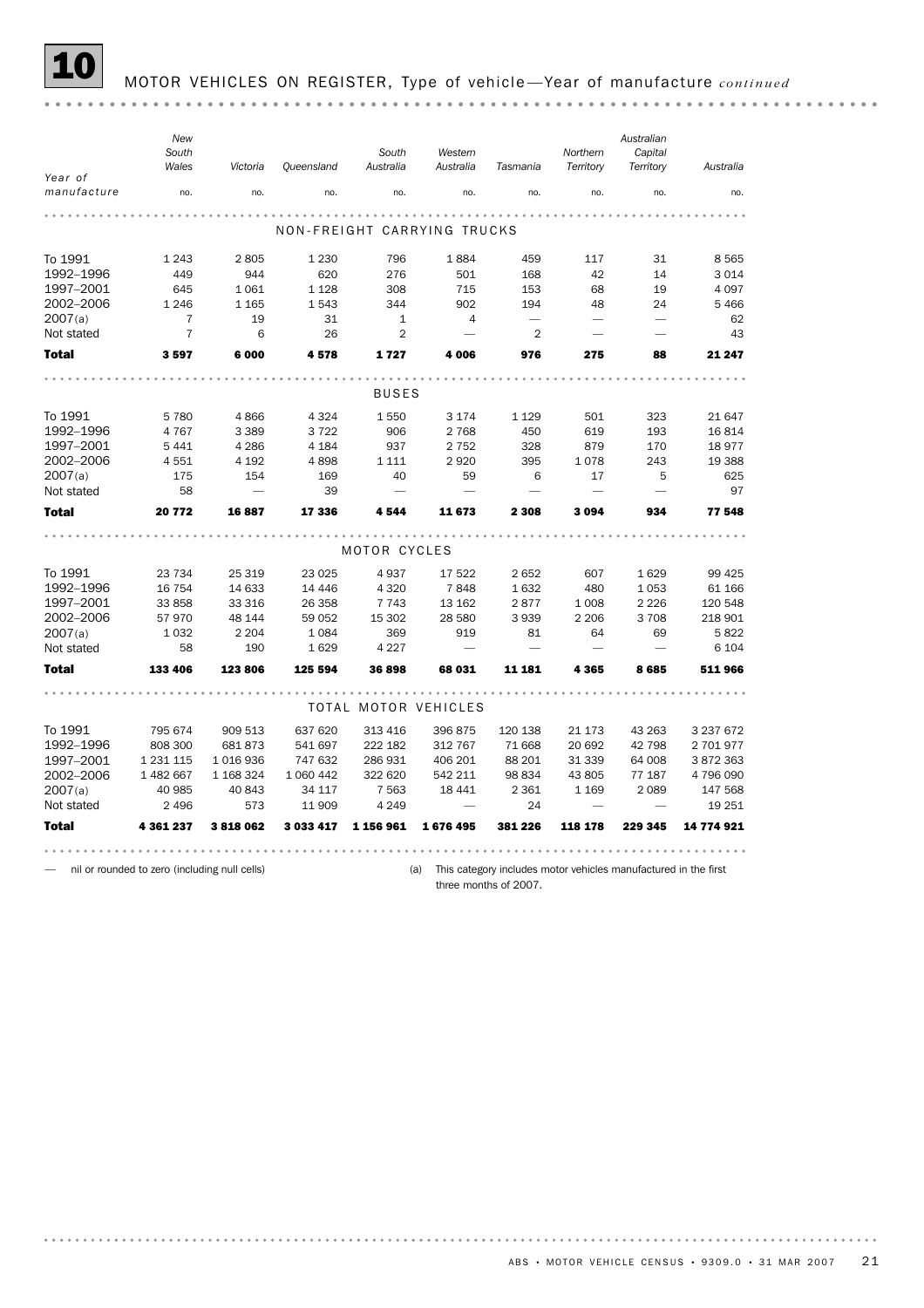# 10 MOTOR VEHICLES ON REGISTER, Type of vehicle—Year of manufacture *continued*

| Year of manufacture | New South Wales | Victoria | Queensland | South Australia | Western Australia | Tasmania | Northern Territory | Australian Capital Territory | Australia |
|---|---|---|---|---|---|---|---|---|---|
| | no. | no. | no. | no. | no. | no. | no. | no. | no. |
| **NON-FREIGHT CARRYING TRUCKS** | | | | | | | | | |
| To 1991 | 1 243 | 2 805 | 1 230 | 796 | 1 884 | 459 | 117 | 31 | 8 565 |
| 1992–1996 | 449 | 944 | 620 | 276 | 501 | 168 | 42 | 14 | 3 014 |
| 1997–2001 | 645 | 1 061 | 1 128 | 308 | 715 | 153 | 68 | 19 | 4 097 |
| 2002–2006 | 1 246 | 1 165 | 1 543 | 344 | 902 | 194 | 48 | 24 | 5 466 |
| 2007(a) | 7 | 19 | 31 | 1 | 4 | — | — | — | 62 |
| Not stated | 7 | 6 | 26 | 2 | — | 2 | — | — | 43 |
| **Total** | **3 597** | **6 000** | **4 578** | **1 727** | **4 006** | **976** | **275** | **88** | **21 247** |
| **BUSES** | | | | | | | | | |
| To 1991 | 5 780 | 4 866 | 4 324 | 1 550 | 3 174 | 1 129 | 501 | 323 | 21 647 |
| 1992–1996 | 4 767 | 3 389 | 3 722 | 906 | 2 768 | 450 | 619 | 193 | 16 814 |
| 1997–2001 | 5 441 | 4 286 | 4 184 | 937 | 2 752 | 328 | 879 | 170 | 18 977 |
| 2002–2006 | 4 551 | 4 192 | 4 898 | 1 111 | 2 920 | 395 | 1 078 | 243 | 19 388 |
| 2007(a) | 175 | 154 | 169 | 40 | 59 | 6 | 17 | 5 | 625 |
| Not stated | 58 | — | 39 | — | — | — | — | — | 97 |
| **Total** | **20 772** | **16 887** | **17 336** | **4 544** | **11 673** | **2 308** | **3 094** | **934** | **77 548** |
| **MOTOR CYCLES** | | | | | | | | | |
| To 1991 | 23 734 | 25 319 | 23 025 | 4 937 | 17 522 | 2 652 | 607 | 1 629 | 99 425 |
| 1992–1996 | 16 754 | 14 633 | 14 446 | 4 320 | 7 848 | 1 632 | 480 | 1 053 | 61 166 |
| 1997–2001 | 33 858 | 33 316 | 26 358 | 7 743 | 13 162 | 2 877 | 1 008 | 2 226 | 120 548 |
| 2002–2006 | 57 970 | 48 144 | 59 052 | 15 302 | 28 580 | 3 939 | 2 206 | 3 708 | 218 901 |
| 2007(a) | 1 032 | 2 204 | 1 084 | 369 | 919 | 81 | 64 | 69 | 5 822 |
| Not stated | 58 | 190 | 1 629 | 4 227 | — | — | — | — | 6 104 |
| **Total** | **133 406** | **123 806** | **125 594** | **36 898** | **68 031** | **11 181** | **4 365** | **8 685** | **511 966** |
| **TOTAL MOTOR VEHICLES** | | | | | | | | | |
| To 1991 | 795 674 | 909 513 | 637 620 | 313 416 | 396 875 | 120 138 | 21 173 | 43 263 | 3 237 672 |
| 1992–1996 | 808 300 | 681 873 | 541 697 | 222 182 | 312 767 | 71 668 | 20 692 | 42 798 | 2 701 977 |
| 1997–2001 | 1 231 115 | 1 016 936 | 747 632 | 286 931 | 406 201 | 88 201 | 31 339 | 64 008 | 3 872 363 |
| 2002–2006 | 1 482 667 | 1 168 324 | 1 060 442 | 322 620 | 542 211 | 98 834 | 43 805 | 77 187 | 4 796 090 |
| 2007(a) | 40 985 | 40 843 | 34 117 | 7 563 | 18 441 | 2 361 | 1 169 | 2 089 | 147 568 |
| Not stated | 2 496 | 573 | 11 909 | 4 249 | — | 24 | — | — | 19 251 |
| **Total** | **4 361 237** | **3 818 062** | **3 033 417** | **1 156 961** | **1 676 495** | **381 226** | **118 178** | **229 345** | **14 774 921** |

— nil or rounded to zero (including null cells)

(a) This category includes motor vehicles manufactured in the first three months of 2007.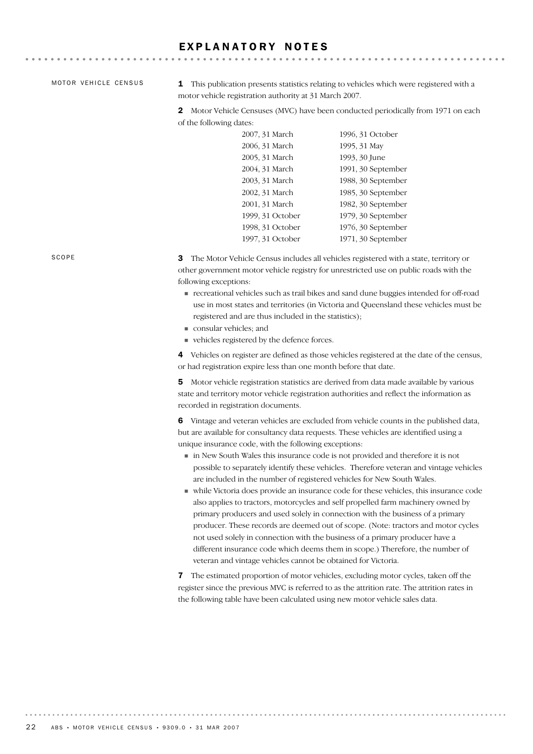# EXPLANATORY NOTES

## MOTOR VEHICLE CENSUS

**1** This publication presents statistics relating to vehicles which were registered with a motor vehicle registration authority at 31 March 2007.

**2** Motor Vehicle Censuses (MVC) have been conducted periodically from 1971 on each of the following dates:

| | |
|---|---|
| 2007, 31 March | 1996, 31 October |
| 2006, 31 March | 1995, 31 May |
| 2005, 31 March | 1993, 30 June |
| 2004, 31 March | 1991, 30 September |
| 2003, 31 March | 1988, 30 September |
| 2002, 31 March | 1985, 30 September |
| 2001, 31 March | 1982, 30 September |
| 1999, 31 October | 1979, 30 September |
| 1998, 31 October | 1976, 30 September |
| 1997, 31 October | 1971, 30 September |

## SCOPE

**3** The Motor Vehicle Census includes all vehicles registered with a state, territory or other government motor vehicle registry for unrestricted use on public roads with the following exceptions:

- recreational vehicles such as trail bikes and sand dune buggies intended for off-road use in most states and territories (in Victoria and Queensland these vehicles must be registered and are thus included in the statistics);
- consular vehicles; and
- vehicles registered by the defence forces.

**4** Vehicles on register are defined as those vehicles registered at the date of the census, or had registration expire less than one month before that date.

**5** Motor vehicle registration statistics are derived from data made available by various state and territory motor vehicle registration authorities and reflect the information as recorded in registration documents.

**6** Vintage and veteran vehicles are excluded from vehicle counts in the published data, but are available for consultancy data requests. These vehicles are identified using a unique insurance code, with the following exceptions:

- in New South Wales this insurance code is not provided and therefore it is not possible to separately identify these vehicles. Therefore veteran and vintage vehicles are included in the number of registered vehicles for New South Wales.
- while Victoria does provide an insurance code for these vehicles, this insurance code also applies to tractors, motorcycles and self propelled farm machinery owned by primary producers and used solely in connection with the business of a primary producer. These records are deemed out of scope. (Note: tractors and motor cycles not used solely in connection with the business of a primary producer have a different insurance code which deems them in scope.) Therefore, the number of veteran and vintage vehicles cannot be obtained for Victoria.

**7** The estimated proportion of motor vehicles, excluding motor cycles, taken off the register since the previous MVC is referred to as the attrition rate. The attrition rates in the following table have been calculated using new motor vehicle sales data.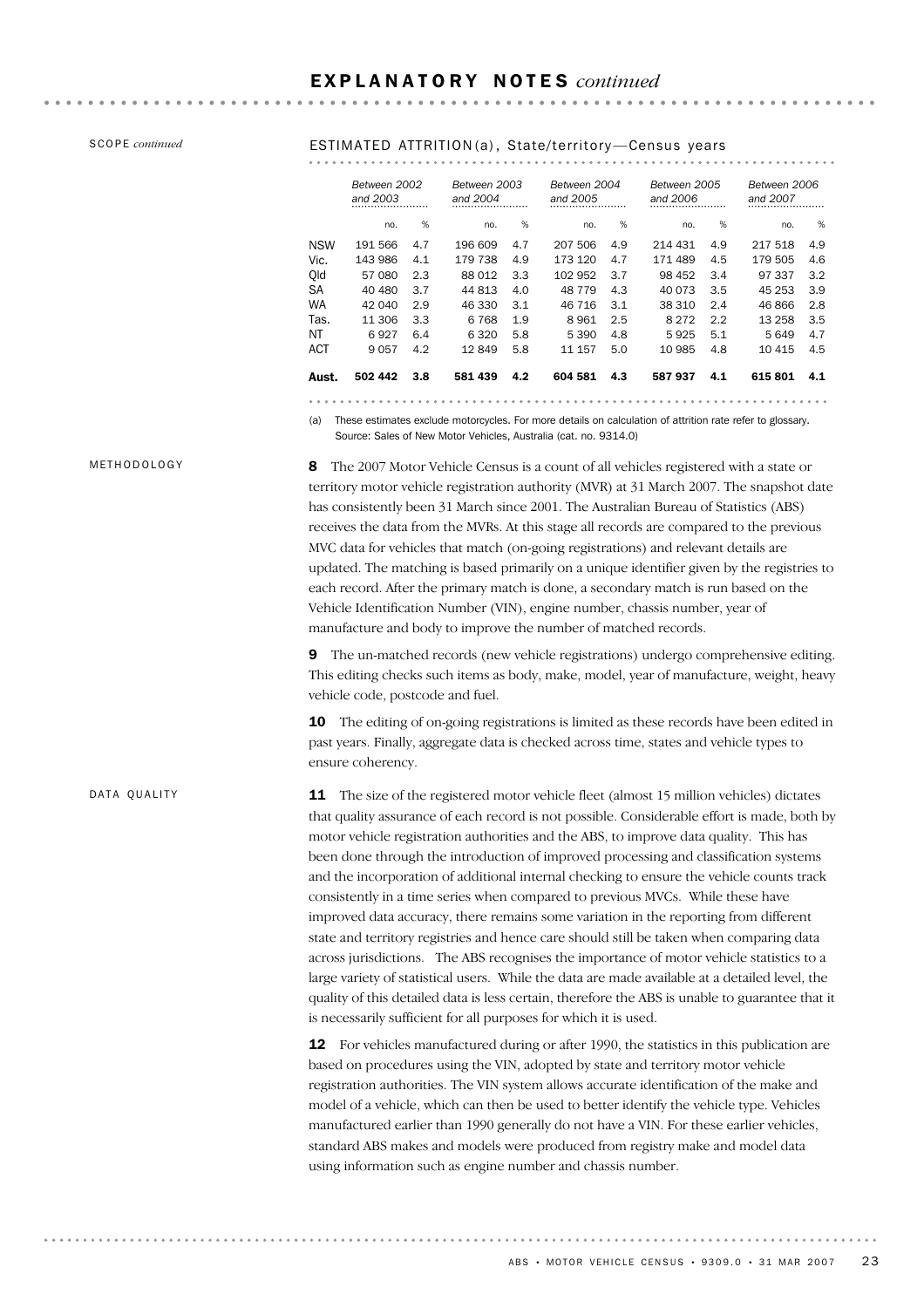## EXPLANATORY NOTES *continued*

SCOPE *continued*

ESTIMATED ATTRITION (a), State/territory—Census years

| | Between 2002 and 2003 | | Between 2003 and 2004 | | Between 2004 and 2005 | | Between 2005 and 2006 | | Between 2006 and 2007 | |
|---|---|---|---|---|---|---|---|---|---|---|
| | no. | % | no. | % | no. | % | no. | % | no. | % |
| NSW | 191 566 | 4.7 | 196 609 | 4.7 | 207 506 | 4.9 | 214 431 | 4.9 | 217 518 | 4.9 |
| Vic. | 143 986 | 4.1 | 179 738 | 4.9 | 173 120 | 4.7 | 171 489 | 4.5 | 179 505 | 4.6 |
| Qld | 57 080 | 2.3 | 88 012 | 3.3 | 102 952 | 3.7 | 98 452 | 3.4 | 97 337 | 3.2 |
| SA | 40 480 | 3.7 | 44 813 | 4.0 | 48 779 | 4.3 | 40 073 | 3.5 | 45 253 | 3.9 |
| WA | 42 040 | 2.9 | 46 330 | 3.1 | 46 716 | 3.1 | 38 310 | 2.4 | 46 866 | 2.8 |
| Tas. | 11 306 | 3.3 | 6 768 | 1.9 | 8 961 | 2.5 | 8 272 | 2.2 | 13 258 | 3.5 |
| NT | 6 927 | 6.4 | 6 320 | 5.8 | 5 390 | 4.8 | 5 925 | 5.1 | 5 649 | 4.7 |
| ACT | 9 057 | 4.2 | 12 849 | 5.8 | 11 157 | 5.0 | 10 985 | 4.8 | 10 415 | 4.5 |
| **Aust.** | **502 442** | **3.8** | **581 439** | **4.2** | **604 581** | **4.3** | **587 937** | **4.1** | **615 801** | **4.1** |

(a) These estimates exclude motorcycles. For more details on calculation of attrition rate refer to glossary.
Source: Sales of New Motor Vehicles, Australia (cat. no. 9314.0)

METHODOLOGY

**8** The 2007 Motor Vehicle Census is a count of all vehicles registered with a state or territory motor vehicle registration authority (MVR) at 31 March 2007. The snapshot date has consistently been 31 March since 2001. The Australian Bureau of Statistics (ABS) receives the data from the MVRs. At this stage all records are compared to the previous MVC data for vehicles that match (on-going registrations) and relevant details are updated. The matching is based primarily on a unique identifier given by the registries to each record. After the primary match is done, a secondary match is run based on the Vehicle Identification Number (VIN), engine number, chassis number, year of manufacture and body to improve the number of matched records.

**9** The un-matched records (new vehicle registrations) undergo comprehensive editing. This editing checks such items as body, make, model, year of manufacture, weight, heavy vehicle code, postcode and fuel.

**10** The editing of on-going registrations is limited as these records have been edited in past years. Finally, aggregate data is checked across time, states and vehicle types to ensure coherency.

DATA QUALITY

**11** The size of the registered motor vehicle fleet (almost 15 million vehicles) dictates that quality assurance of each record is not possible. Considerable effort is made, both by motor vehicle registration authorities and the ABS, to improve data quality. This has been done through the introduction of improved processing and classification systems and the incorporation of additional internal checking to ensure the vehicle counts track consistently in a time series when compared to previous MVCs. While these have improved data accuracy, there remains some variation in the reporting from different state and territory registries and hence care should still be taken when comparing data across jurisdictions. The ABS recognises the importance of motor vehicle statistics to a large variety of statistical users. While the data are made available at a detailed level, the quality of this detailed data is less certain, therefore the ABS is unable to guarantee that it is necessarily sufficient for all purposes for which it is used.

**12** For vehicles manufactured during or after 1990, the statistics in this publication are based on procedures using the VIN, adopted by state and territory motor vehicle registration authorities. The VIN system allows accurate identification of the make and model of a vehicle, which can then be used to better identify the vehicle type. Vehicles manufactured earlier than 1990 generally do not have a VIN. For these earlier vehicles, standard ABS makes and models were produced from registry make and model data using information such as engine number and chassis number.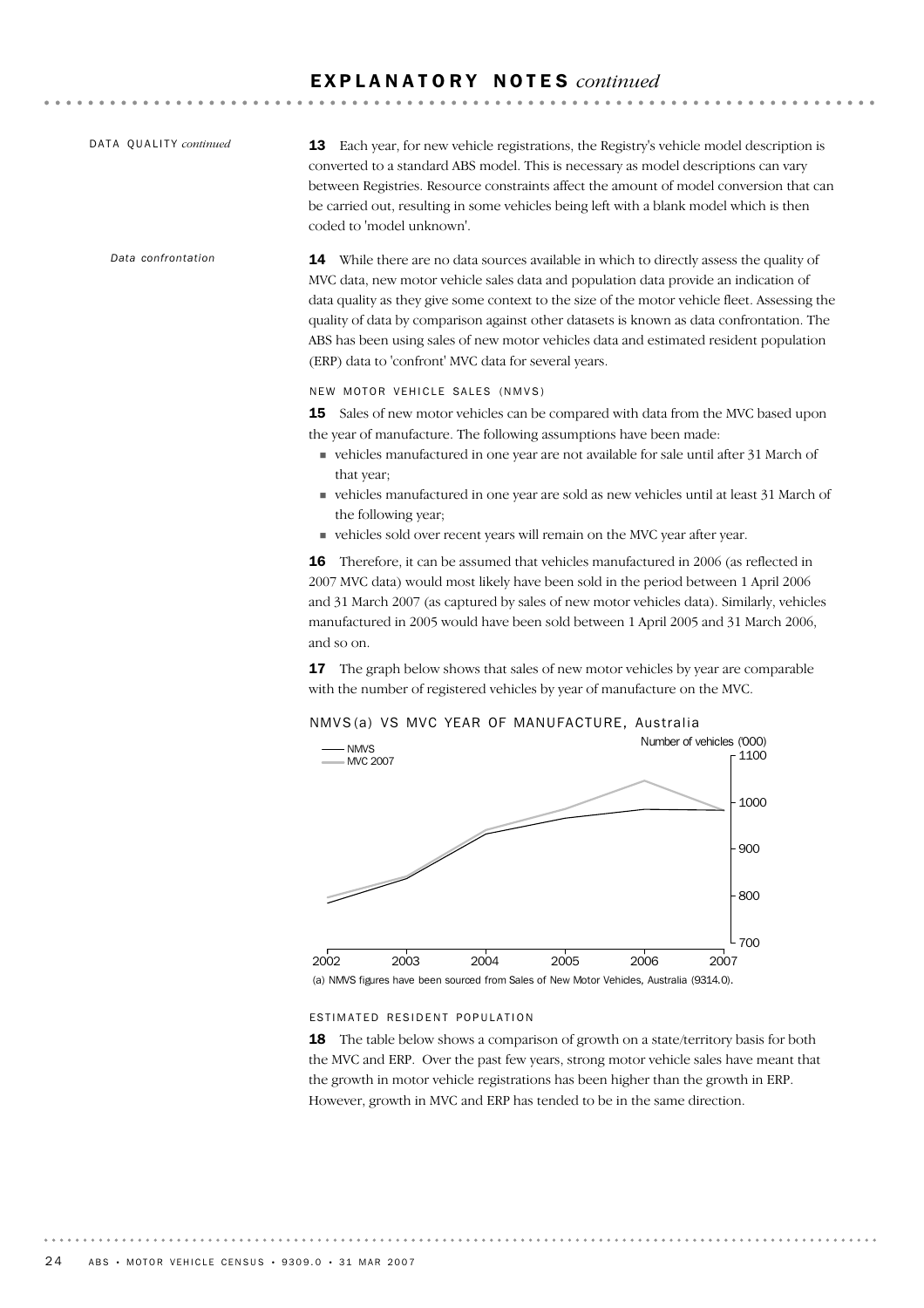# EXPLANATORY NOTES *continued*

DATA QUALITY *continued*

**13** Each year, for new vehicle registrations, the Registry's vehicle model description is converted to a standard ABS model. This is necessary as model descriptions can vary between Registries. Resource constraints affect the amount of model conversion that can be carried out, resulting in some vehicles being left with a blank model which is then coded to 'model unknown'.

*Data confrontation*

**14** While there are no data sources available in which to directly assess the quality of MVC data, new motor vehicle sales data and population data provide an indication of data quality as they give some context to the size of the motor vehicle fleet. Assessing the quality of data by comparison against other datasets is known as data confrontation. The ABS has been using sales of new motor vehicles data and estimated resident population (ERP) data to 'confront' MVC data for several years.

NEW MOTOR VEHICLE SALES (NMVS)

**15** Sales of new motor vehicles can be compared with data from the MVC based upon the year of manufacture. The following assumptions have been made:

- vehicles manufactured in one year are not available for sale until after 31 March of that year;
- vehicles manufactured in one year are sold as new vehicles until at least 31 March of the following year;
- vehicles sold over recent years will remain on the MVC year after year.

**16** Therefore, it can be assumed that vehicles manufactured in 2006 (as reflected in 2007 MVC data) would most likely have been sold in the period between 1 April 2006 and 31 March 2007 (as captured by sales of new motor vehicles data). Similarly, vehicles manufactured in 2005 would have been sold between 1 April 2005 and 31 March 2006, and so on.

**17** The graph below shows that sales of new motor vehicles by year are comparable with the number of registered vehicles by year of manufacture on the MVC.

NMVS(a) VS MVC YEAR OF MANUFACTURE, Australia

(a) NMVS figures have been sourced from Sales of New Motor Vehicles, Australia (9314.0).

ESTIMATED RESIDENT POPULATION

**18** The table below shows a comparison of growth on a state/territory basis for both the MVC and ERP. Over the past few years, strong motor vehicle sales have meant that the growth in motor vehicle registrations has been higher than the growth in ERP. However, growth in MVC and ERP has tended to be in the same direction.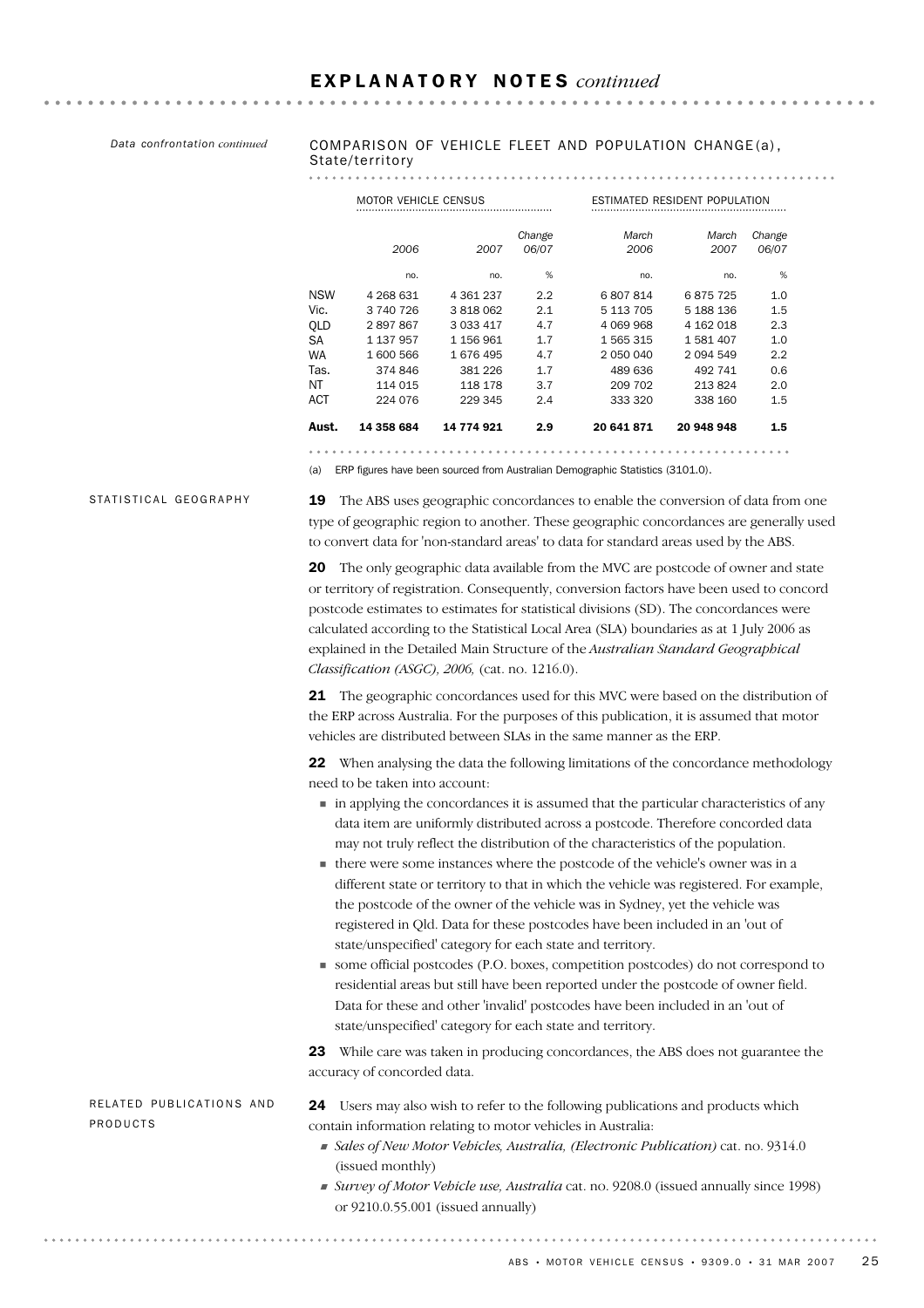# EXPLANATORY NOTES *continued*

*Data confrontation continued*

COMPARISON OF VEHICLE FLEET AND POPULATION CHANGE(a), State/territory

| | MOTOR VEHICLE CENSUS | | | ESTIMATED RESIDENT POPULATION | | |
|---|---|---|---|---|---|---|
| | 2006 | 2007 | Change 06/07 | March 2006 | March 2007 | Change 06/07 |
| | no. | no. | % | no. | no. | % |
| NSW | 4 268 631 | 4 361 237 | 2.2 | 6 807 814 | 6 875 725 | 1.0 |
| Vic. | 3 740 726 | 3 818 062 | 2.1 | 5 113 705 | 5 188 136 | 1.5 |
| QLD | 2 897 867 | 3 033 417 | 4.7 | 4 069 968 | 4 162 018 | 2.3 |
| SA | 1 137 957 | 1 156 961 | 1.7 | 1 565 315 | 1 581 407 | 1.0 |
| WA | 1 600 566 | 1 676 495 | 4.7 | 2 050 040 | 2 094 549 | 2.2 |
| Tas. | 374 846 | 381 226 | 1.7 | 489 636 | 492 741 | 0.6 |
| NT | 114 015 | 118 178 | 3.7 | 209 702 | 213 824 | 2.0 |
| ACT | 224 076 | 229 345 | 2.4 | 333 320 | 338 160 | 1.5 |
| **Aust.** | **14 358 684** | **14 774 921** | **2.9** | **20 641 871** | **20 948 948** | **1.5** |

(a) ERP figures have been sourced from Australian Demographic Statistics (3101.0).

## STATISTICAL GEOGRAPHY

**19** The ABS uses geographic concordances to enable the conversion of data from one type of geographic region to another. These geographic concordances are generally used to convert data for 'non-standard areas' to data for standard areas used by the ABS.

**20** The only geographic data available from the MVC are postcode of owner and state or territory of registration. Consequently, conversion factors have been used to concord postcode estimates to estimates for statistical divisions (SD). The concordances were calculated according to the Statistical Local Area (SLA) boundaries as at 1 July 2006 as explained in the Detailed Main Structure of the *Australian Standard Geographical Classification (ASGC), 2006,* (cat. no. 1216.0).

**21** The geographic concordances used for this MVC were based on the distribution of the ERP across Australia. For the purposes of this publication, it is assumed that motor vehicles are distributed between SLAs in the same manner as the ERP.

**22** When analysing the data the following limitations of the concordance methodology need to be taken into account:

- in applying the concordances it is assumed that the particular characteristics of any data item are uniformly distributed across a postcode. Therefore concorded data may not truly reflect the distribution of the characteristics of the population.
- there were some instances where the postcode of the vehicle's owner was in a different state or territory to that in which the vehicle was registered. For example, the postcode of the owner of the vehicle was in Sydney, yet the vehicle was registered in Qld. Data for these postcodes have been included in an 'out of state/unspecified' category for each state and territory.
- some official postcodes (P.O. boxes, competition postcodes) do not correspond to residential areas but still have been reported under the postcode of owner field. Data for these and other 'invalid' postcodes have been included in an 'out of state/unspecified' category for each state and territory.

**23** While care was taken in producing concordances, the ABS does not guarantee the accuracy of concorded data.

## RELATED PUBLICATIONS AND PRODUCTS

**24** Users may also wish to refer to the following publications and products which contain information relating to motor vehicles in Australia:

- *Sales of New Motor Vehicles, Australia, (Electronic Publication)* cat. no. 9314.0 (issued monthly)
- *Survey of Motor Vehicle use, Australia* cat. no. 9208.0 (issued annually since 1998) or 9210.0.55.001 (issued annually)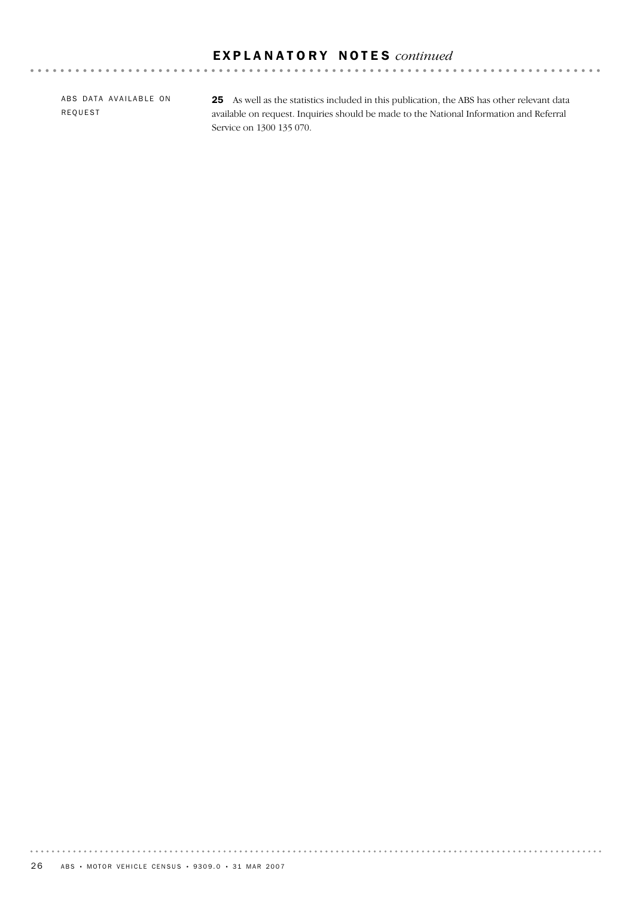## ABS DATA AVAILABLE ON REQUEST

**25** As well as the statistics included in this publication, the ABS has other relevant data available on request. Inquiries should be made to the National Information and Referral Service on 1300 135 070.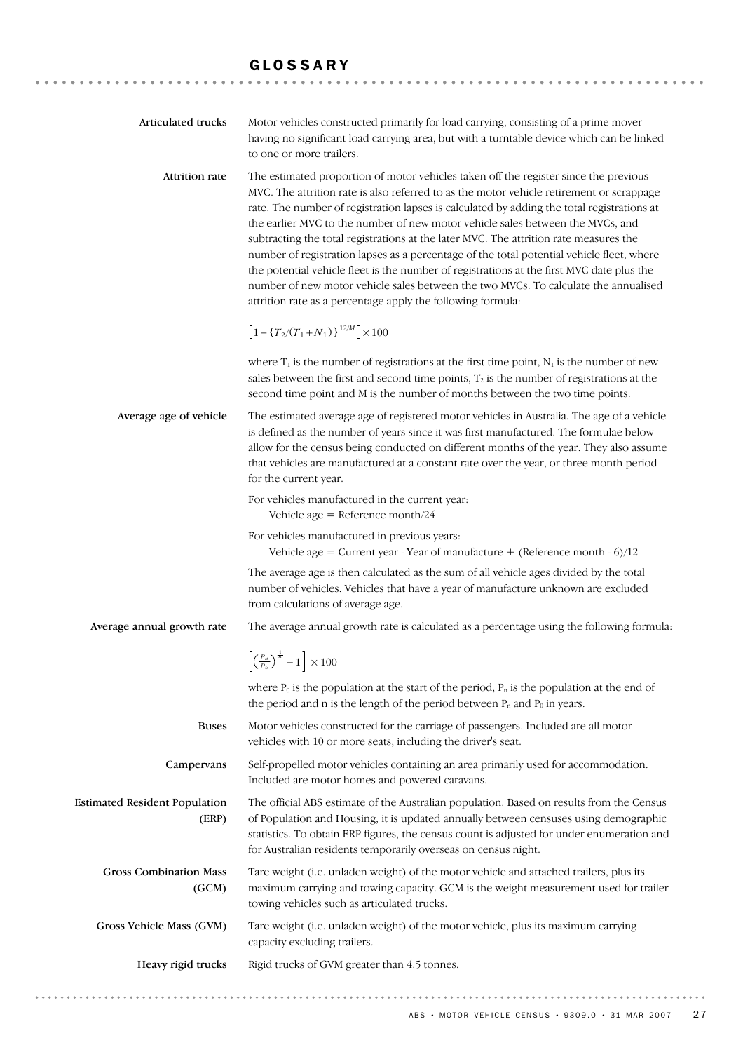# GLOSSARY

**Articulated trucks**

Motor vehicles constructed primarily for load carrying, consisting of a prime mover having no significant load carrying area, but with a turntable device which can be linked to one or more trailers.

**Attrition rate**

The estimated proportion of motor vehicles taken off the register since the previous MVC. The attrition rate is also referred to as the motor vehicle retirement or scrappage rate. The number of registration lapses is calculated by adding the total registrations at the earlier MVC to the number of new motor vehicle sales between the MVCs, and subtracting the total registrations at the later MVC. The attrition rate measures the number of registration lapses as a percentage of the total potential vehicle fleet, where the potential vehicle fleet is the number of registrations at the first MVC date plus the number of new motor vehicle sales between the two MVCs. To calculate the annualised attrition rate as a percentage apply the following formula:

$$\left[1-\{T_2/(T_1+N_1)\}^{12/M}\right]\times 100$$

where $T_1$ is the number of registrations at the first time point, $N_1$ is the number of new sales between the first and second time points, $T_2$ is the number of registrations at the second time point and M is the number of months between the two time points.

**Average age of vehicle**

The estimated average age of registered motor vehicles in Australia. The age of a vehicle is defined as the number of years since it was first manufactured. The formulae below allow for the census being conducted on different months of the year. They also assume that vehicles are manufactured at a constant rate over the year, or three month period for the current year.

For vehicles manufactured in the current year:
Vehicle age = Reference month/24

For vehicles manufactured in previous years:
Vehicle age = Current year - Year of manufacture + (Reference month - 6)/12

The average age is then calculated as the sum of all vehicle ages divided by the total number of vehicles. Vehicles that have a year of manufacture unknown are excluded from calculations of average age.

**Average annual growth rate**

The average annual growth rate is calculated as a percentage using the following formula:

$$\left[\left(\frac{P_n}{P_0}\right)^{\frac{1}{n}}-1\right]\times 100$$

where $P_0$ is the population at the start of the period, $P_n$ is the population at the end of the period and n is the length of the period between $P_n$ and $P_0$ in years.

**Buses**

Motor vehicles constructed for the carriage of passengers. Included are all motor vehicles with 10 or more seats, including the driver's seat.

**Campervans**

Self-propelled motor vehicles containing an area primarily used for accommodation. Included are motor homes and powered caravans.

**Estimated Resident Population (ERP)**

The official ABS estimate of the Australian population. Based on results from the Census of Population and Housing, it is updated annually between censuses using demographic statistics. To obtain ERP figures, the census count is adjusted for under enumeration and for Australian residents temporarily overseas on census night.

**Gross Combination Mass (GCM)**

Tare weight (i.e. unladen weight) of the motor vehicle and attached trailers, plus its maximum carrying and towing capacity. GCM is the weight measurement used for trailer towing vehicles such as articulated trucks.

**Gross Vehicle Mass (GVM)**

Tare weight (i.e. unladen weight) of the motor vehicle, plus its maximum carrying capacity excluding trailers.

**Heavy rigid trucks**

Rigid trucks of GVM greater than 4.5 tonnes.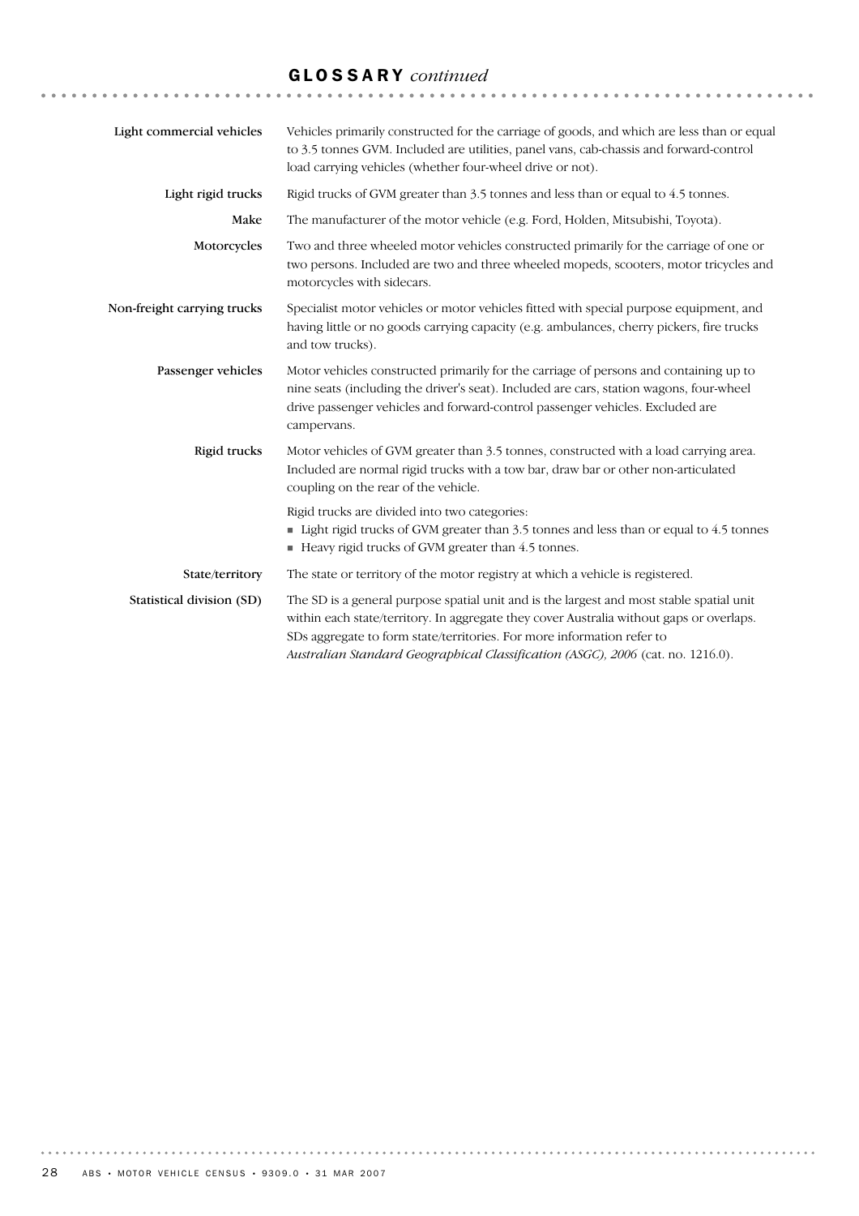## GLOSSARY *continued*

**Light commercial vehicles**

Vehicles primarily constructed for the carriage of goods, and which are less than or equal to 3.5 tonnes GVM. Included are utilities, panel vans, cab-chassis and forward-control load carrying vehicles (whether four-wheel drive or not).

**Light rigid trucks**

Rigid trucks of GVM greater than 3.5 tonnes and less than or equal to 4.5 tonnes.

**Make**

The manufacturer of the motor vehicle (e.g. Ford, Holden, Mitsubishi, Toyota).

**Motorcycles**

Two and three wheeled motor vehicles constructed primarily for the carriage of one or two persons. Included are two and three wheeled mopeds, scooters, motor tricycles and motorcycles with sidecars.

**Non-freight carrying trucks**

Specialist motor vehicles or motor vehicles fitted with special purpose equipment, and having little or no goods carrying capacity (e.g. ambulances, cherry pickers, fire trucks and tow trucks).

**Passenger vehicles**

Motor vehicles constructed primarily for the carriage of persons and containing up to nine seats (including the driver's seat). Included are cars, station wagons, four-wheel drive passenger vehicles and forward-control passenger vehicles. Excluded are campervans.

**Rigid trucks**

Motor vehicles of GVM greater than 3.5 tonnes, constructed with a load carrying area. Included are normal rigid trucks with a tow bar, draw bar or other non-articulated coupling on the rear of the vehicle.

Rigid trucks are divided into two categories:

- Light rigid trucks of GVM greater than 3.5 tonnes and less than or equal to 4.5 tonnes
- Heavy rigid trucks of GVM greater than 4.5 tonnes.

**State/territory**

The state or territory of the motor registry at which a vehicle is registered.

**Statistical division (SD)**

The SD is a general purpose spatial unit and is the largest and most stable spatial unit within each state/territory. In aggregate they cover Australia without gaps or overlaps. SDs aggregate to form state/territories. For more information refer to *Australian Standard Geographical Classification (ASGC), 2006* (cat. no. 1216.0).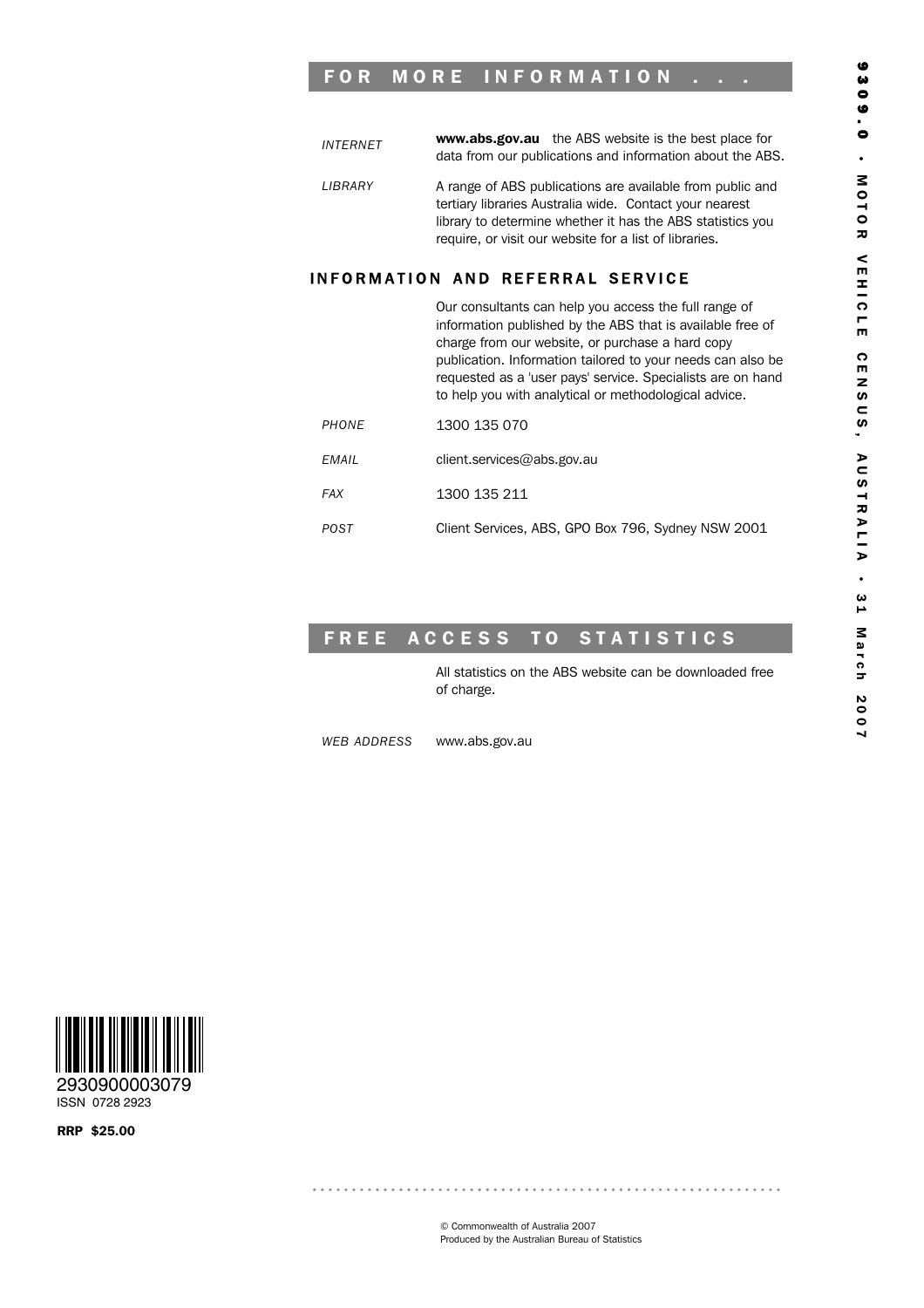## FOR MORE INFORMATION . . .

*INTERNET* **www.abs.gov.au** the ABS website is the best place for data from our publications and information about the ABS.

*LIBRARY* A range of ABS publications are available from public and tertiary libraries Australia wide. Contact your nearest library to determine whether it has the ABS statistics you require, or visit our website for a list of libraries.

## INFORMATION AND REFERRAL SERVICE

Our consultants can help you access the full range of information published by the ABS that is available free of charge from our website, or purchase a hard copy publication. Information tailored to your needs can also be requested as a 'user pays' service. Specialists are on hand to help you with analytical or methodological advice.

*PHONE* 1300 135 070

*EMAIL* client.services@abs.gov.au

*FAX* 1300 135 211

*POST* Client Services, ABS, GPO Box 796, Sydney NSW 2001

## FREE ACCESS TO STATISTICS

All statistics on the ABS website can be downloaded free of charge.

*WEB ADDRESS* www.abs.gov.au

2930900003079

ISSN 0728 2923

**RRP $25.00**

© Commonwealth of Australia 2007

Produced by the Australian Bureau of Statistics